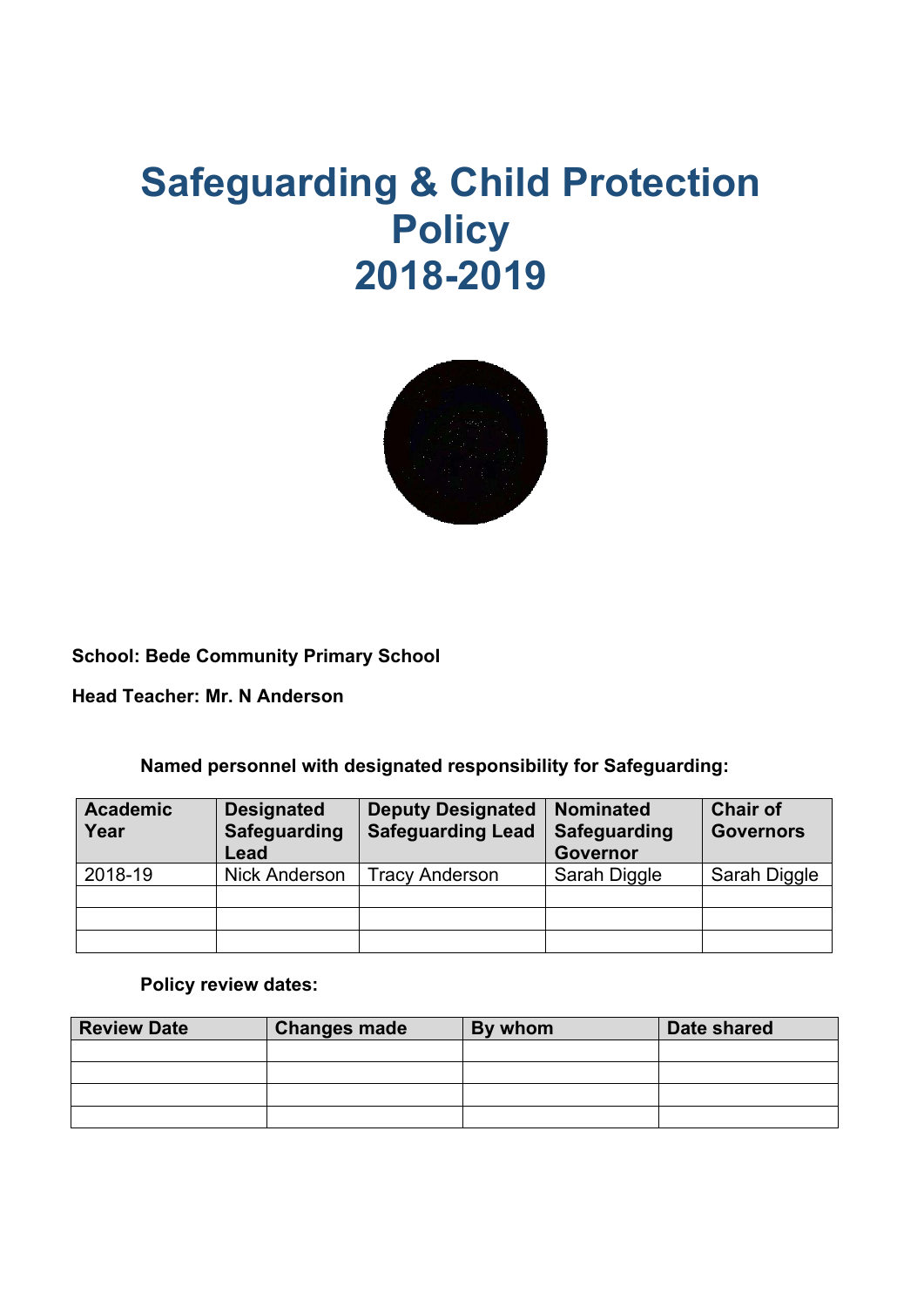# Safeguarding & Child Protection Policy 2018-2019

**School: Bede Community Primary School**

**Head Teacher: Mr. N Anderson**

**Named personnel with designated responsibility for Safeguarding:**

| Academic Year | Designated Safeguarding Lead | Deputy Designated Safeguarding Lead | Nominated Safeguarding Governor | Chair of Governors |
|---|---|---|---|---|
| 2018-19 | Nick Anderson | Tracy Anderson | Sarah Diggle | Sarah Diggle |
| | | | | |
| | | | | |
| | | | | |

**Policy review dates:**

| Review Date | Changes made | By whom | Date shared |
|---|---|---|---|
| | | | |
| | | | |
| | | | |
| | | | |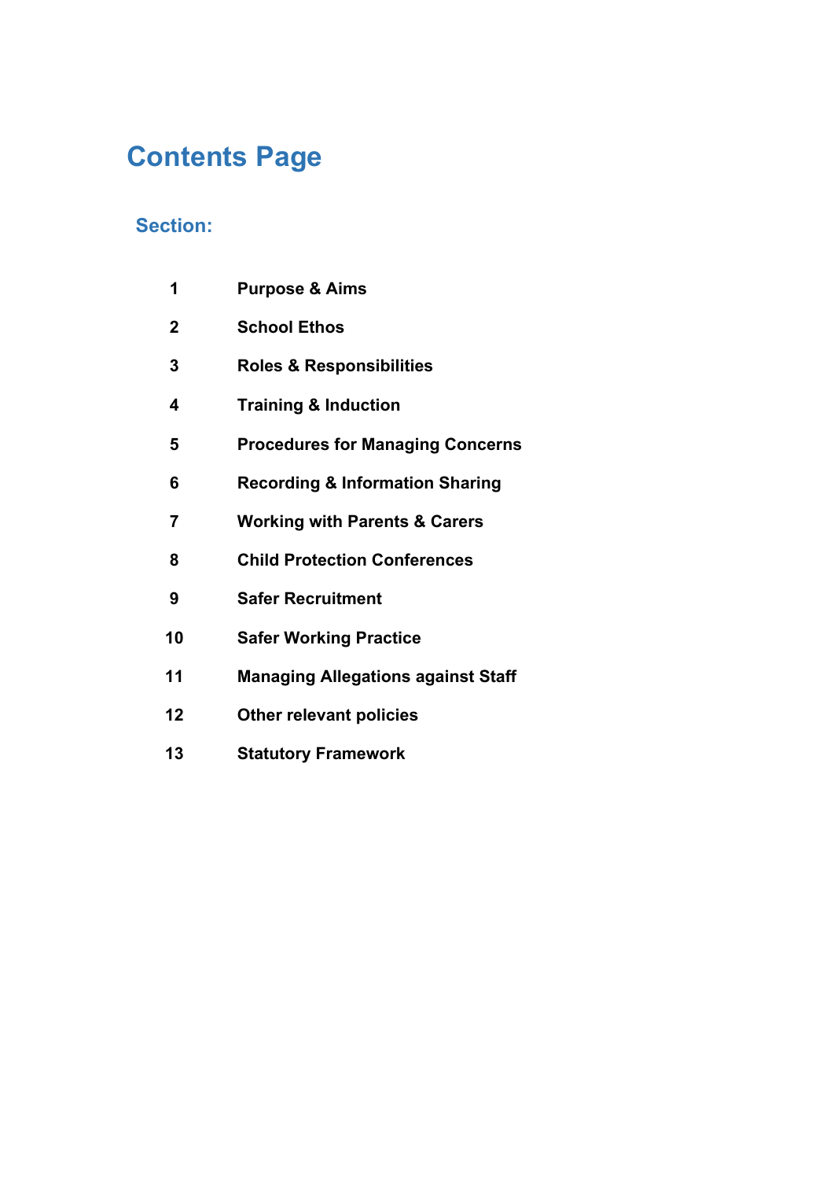# Contents Page

## Section:

| | |
|---|---|
| **1** | **Purpose & Aims** |
| **2** | **School Ethos** |
| **3** | **Roles & Responsibilities** |
| **4** | **Training & Induction** |
| **5** | **Procedures for Managing Concerns** |
| **6** | **Recording & Information Sharing** |
| **7** | **Working with Parents & Carers** |
| **8** | **Child Protection Conferences** |
| **9** | **Safer Recruitment** |
| **10** | **Safer Working Practice** |
| **11** | **Managing Allegations against Staff** |
| **12** | **Other relevant policies** |
| **13** | **Statutory Framework** |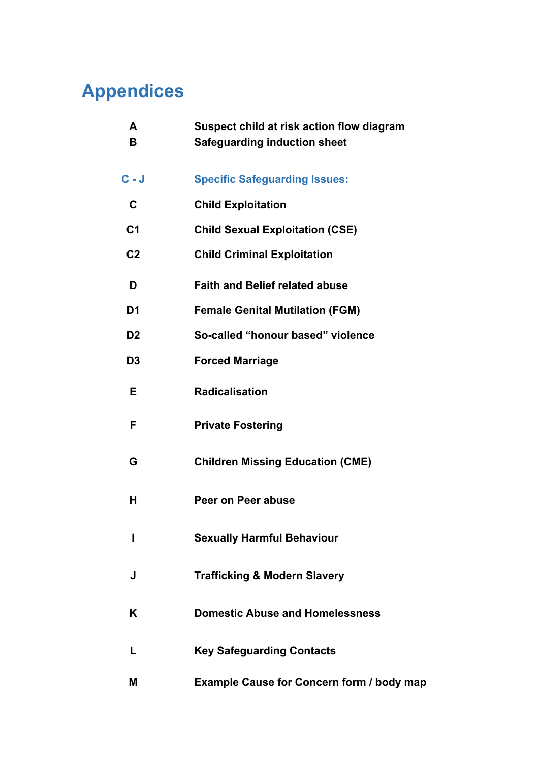# Appendices

| | |
|---|---|
| **A** | **Suspect child at risk action flow diagram** |
| **B** | **Safeguarding induction sheet** |
| **C - J** | **Specific Safeguarding Issues:** |
| **C** | **Child Exploitation** |
| **C1** | **Child Sexual Exploitation (CSE)** |
| **C2** | **Child Criminal Exploitation** |
| **D** | **Faith and Belief related abuse** |
| **D1** | **Female Genital Mutilation (FGM)** |
| **D2** | **So-called "honour based" violence** |
| **D3** | **Forced Marriage** |
| **E** | **Radicalisation** |
| **F** | **Private Fostering** |
| **G** | **Children Missing Education (CME)** |
| **H** | **Peer on Peer abuse** |
| **I** | **Sexually Harmful Behaviour** |
| **J** | **Trafficking & Modern Slavery** |
| **K** | **Domestic Abuse and Homelessness** |
| **L** | **Key Safeguarding Contacts** |
| **M** | **Example Cause for Concern form / body map** |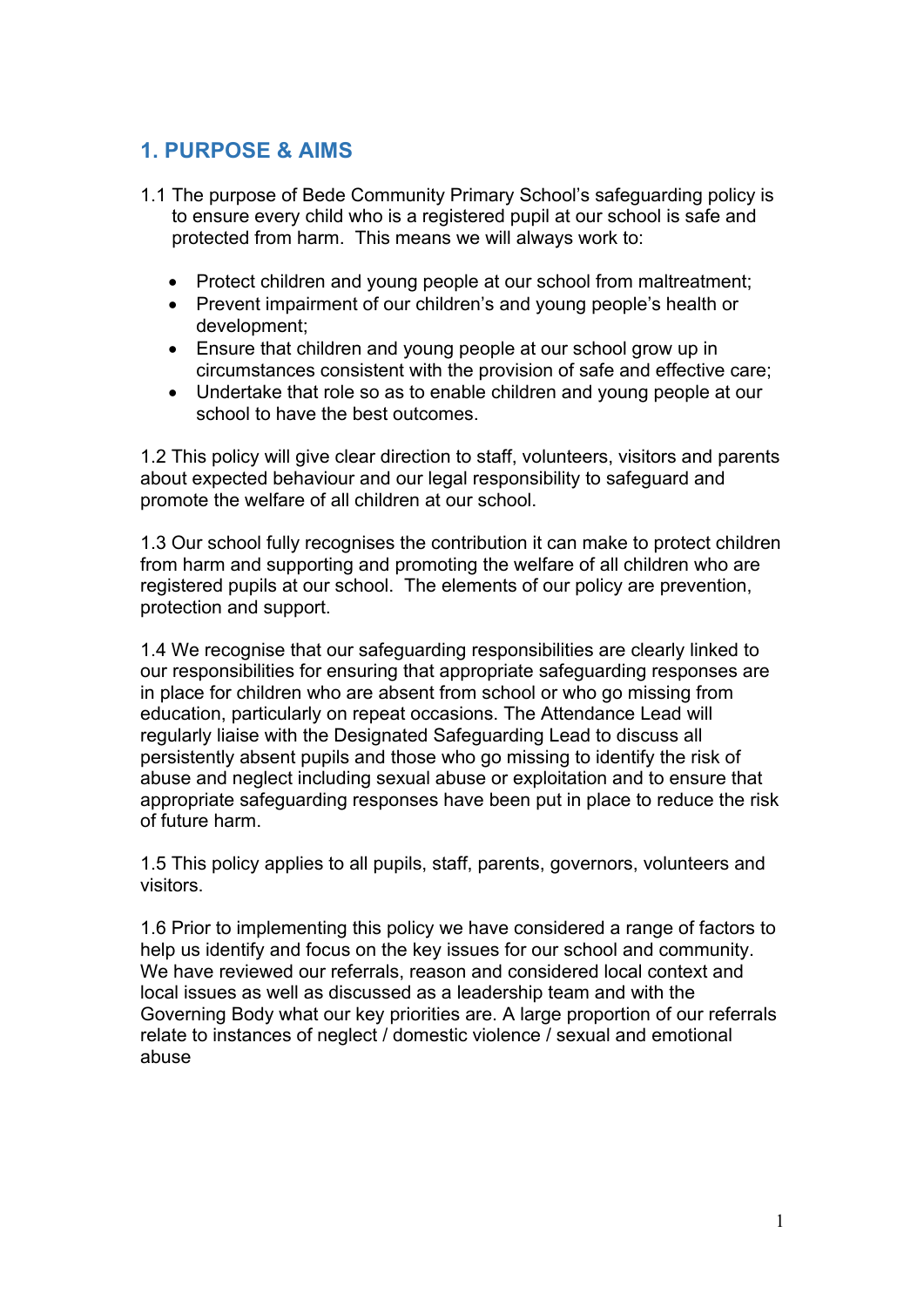## 1. PURPOSE & AIMS

1.1 The purpose of Bede Community Primary School's safeguarding policy is to ensure every child who is a registered pupil at our school is safe and protected from harm. This means we will always work to:

- Protect children and young people at our school from maltreatment;
- Prevent impairment of our children's and young people's health or development;
- Ensure that children and young people at our school grow up in circumstances consistent with the provision of safe and effective care;
- Undertake that role so as to enable children and young people at our school to have the best outcomes.

1.2 This policy will give clear direction to staff, volunteers, visitors and parents about expected behaviour and our legal responsibility to safeguard and promote the welfare of all children at our school.

1.3 Our school fully recognises the contribution it can make to protect children from harm and supporting and promoting the welfare of all children who are registered pupils at our school. The elements of our policy are prevention, protection and support.

1.4 We recognise that our safeguarding responsibilities are clearly linked to our responsibilities for ensuring that appropriate safeguarding responses are in place for children who are absent from school or who go missing from education, particularly on repeat occasions. The Attendance Lead will regularly liaise with the Designated Safeguarding Lead to discuss all persistently absent pupils and those who go missing to identify the risk of abuse and neglect including sexual abuse or exploitation and to ensure that appropriate safeguarding responses have been put in place to reduce the risk of future harm.

1.5 This policy applies to all pupils, staff, parents, governors, volunteers and visitors.

1.6 Prior to implementing this policy we have considered a range of factors to help us identify and focus on the key issues for our school and community. We have reviewed our referrals, reason and considered local context and local issues as well as discussed as a leadership team and with the Governing Body what our key priorities are. A large proportion of our referrals relate to instances of neglect / domestic violence / sexual and emotional abuse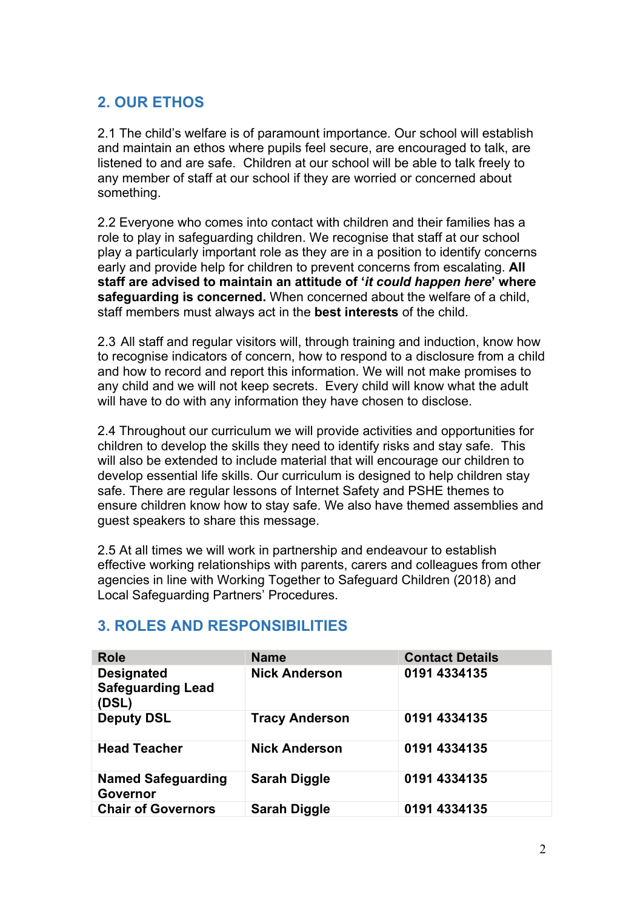## 2. OUR ETHOS

2.1 The child's welfare is of paramount importance. Our school will establish and maintain an ethos where pupils feel secure, are encouraged to talk, are listened to and are safe. Children at our school will be able to talk freely to any member of staff at our school if they are worried or concerned about something.

2.2 Everyone who comes into contact with children and their families has a role to play in safeguarding children. We recognise that staff at our school play a particularly important role as they are in a position to identify concerns early and provide help for children to prevent concerns from escalating. **All staff are advised to maintain an attitude of '*it could happen here*' where safeguarding is concerned.** When concerned about the welfare of a child, staff members must always act in the **best interests** of the child.

2.3 All staff and regular visitors will, through training and induction, know how to recognise indicators of concern, how to respond to a disclosure from a child and how to record and report this information. We will not make promises to any child and we will not keep secrets. Every child will know what the adult will have to do with any information they have chosen to disclose.

2.4 Throughout our curriculum we will provide activities and opportunities for children to develop the skills they need to identify risks and stay safe. This will also be extended to include material that will encourage our children to develop essential life skills. Our curriculum is designed to help children stay safe. There are regular lessons of Internet Safety and PSHE themes to ensure children know how to stay safe. We also have themed assemblies and guest speakers to share this message.

2.5 At all times we will work in partnership and endeavour to establish effective working relationships with parents, carers and colleagues from other agencies in line with Working Together to Safeguard Children (2018) and Local Safeguarding Partners' Procedures.

## 3. ROLES AND RESPONSIBILITIES

| Role | Name | Contact Details |
|---|---|---|
| **Designated Safeguarding Lead (DSL)** | **Nick Anderson** | **0191 4334135** |
| **Deputy DSL** | **Tracy Anderson** | **0191 4334135** |
| **Head Teacher** | **Nick Anderson** | **0191 4334135** |
| **Named Safeguarding Governor** | **Sarah Diggle** | **0191 4334135** |
| **Chair of Governors** | **Sarah Diggle** | **0191 4334135** |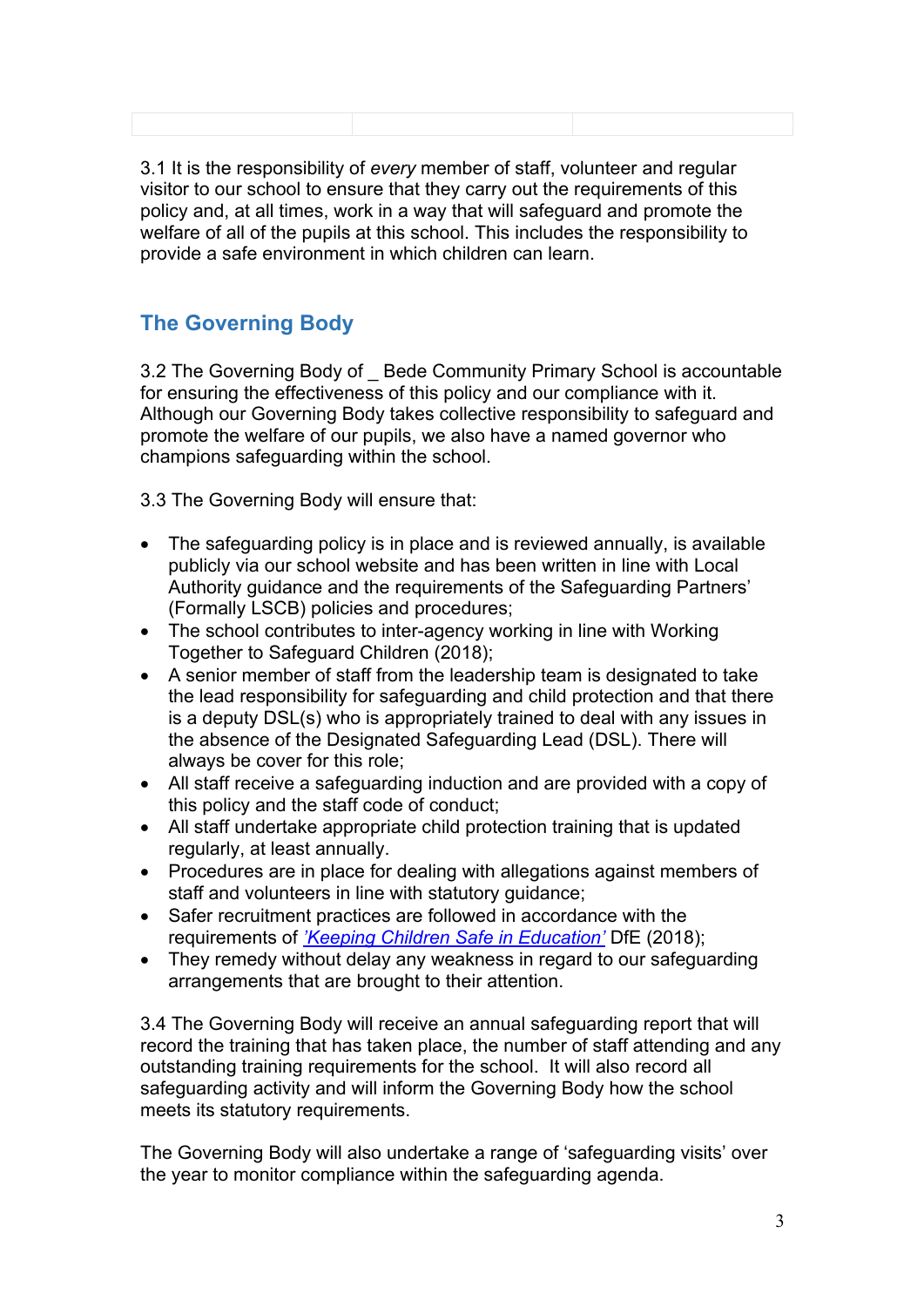3.1 It is the responsibility of *every* member of staff, volunteer and regular visitor to our school to ensure that they carry out the requirements of this policy and, at all times, work in a way that will safeguard and promote the welfare of all of the pupils at this school. This includes the responsibility to provide a safe environment in which children can learn.

## The Governing Body

3.2 The Governing Body of _ Bede Community Primary School is accountable for ensuring the effectiveness of this policy and our compliance with it. Although our Governing Body takes collective responsibility to safeguard and promote the welfare of our pupils, we also have a named governor who champions safeguarding within the school.

3.3 The Governing Body will ensure that:

- The safeguarding policy is in place and is reviewed annually, is available publicly via our school website and has been written in line with Local Authority guidance and the requirements of the Safeguarding Partners' (Formally LSCB) policies and procedures;
- The school contributes to inter-agency working in line with Working Together to Safeguard Children (2018);
- A senior member of staff from the leadership team is designated to take the lead responsibility for safeguarding and child protection and that there is a deputy DSL(s) who is appropriately trained to deal with any issues in the absence of the Designated Safeguarding Lead (DSL). There will always be cover for this role;
- All staff receive a safeguarding induction and are provided with a copy of this policy and the staff code of conduct;
- All staff undertake appropriate child protection training that is updated regularly, at least annually.
- Procedures are in place for dealing with allegations against members of staff and volunteers in line with statutory guidance;
- Safer recruitment practices are followed in accordance with the requirements of *'Keeping Children Safe in Education'* DfE (2018);
- They remedy without delay any weakness in regard to our safeguarding arrangements that are brought to their attention.

3.4 The Governing Body will receive an annual safeguarding report that will record the training that has taken place, the number of staff attending and any outstanding training requirements for the school. It will also record all safeguarding activity and will inform the Governing Body how the school meets its statutory requirements.

The Governing Body will also undertake a range of 'safeguarding visits' over the year to monitor compliance within the safeguarding agenda.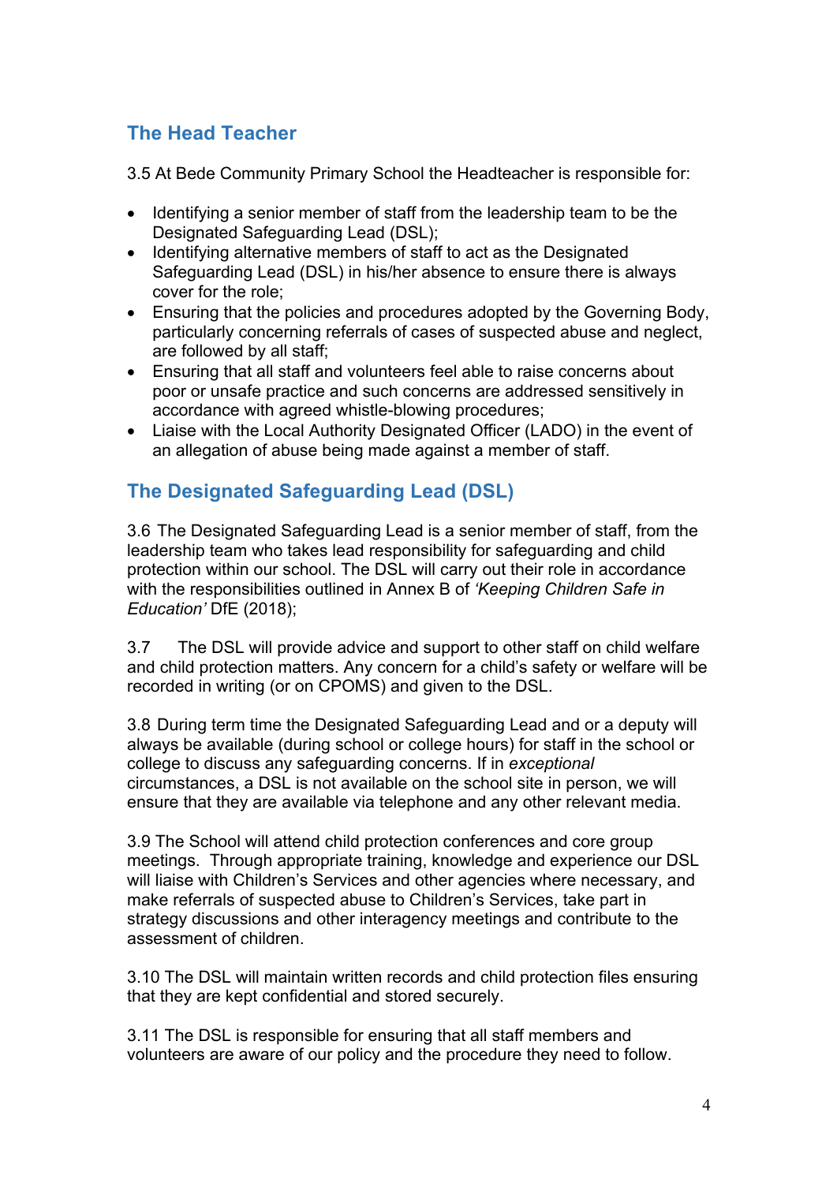## The Head Teacher

3.5 At Bede Community Primary School the Headteacher is responsible for:

- Identifying a senior member of staff from the leadership team to be the Designated Safeguarding Lead (DSL);
- Identifying alternative members of staff to act as the Designated Safeguarding Lead (DSL) in his/her absence to ensure there is always cover for the role;
- Ensuring that the policies and procedures adopted by the Governing Body, particularly concerning referrals of cases of suspected abuse and neglect, are followed by all staff;
- Ensuring that all staff and volunteers feel able to raise concerns about poor or unsafe practice and such concerns are addressed sensitively in accordance with agreed whistle-blowing procedures;
- Liaise with the Local Authority Designated Officer (LADO) in the event of an allegation of abuse being made against a member of staff.

## The Designated Safeguarding Lead (DSL)

3.6 The Designated Safeguarding Lead is a senior member of staff, from the leadership team who takes lead responsibility for safeguarding and child protection within our school. The DSL will carry out their role in accordance with the responsibilities outlined in Annex B of *'Keeping Children Safe in Education'* DfE (2018);

3.7 The DSL will provide advice and support to other staff on child welfare and child protection matters. Any concern for a child's safety or welfare will be recorded in writing (or on CPOMS) and given to the DSL.

3.8 During term time the Designated Safeguarding Lead and or a deputy will always be available (during school or college hours) for staff in the school or college to discuss any safeguarding concerns. If in *exceptional* circumstances, a DSL is not available on the school site in person, we will ensure that they are available via telephone and any other relevant media.

3.9 The School will attend child protection conferences and core group meetings. Through appropriate training, knowledge and experience our DSL will liaise with Children's Services and other agencies where necessary, and make referrals of suspected abuse to Children's Services, take part in strategy discussions and other interagency meetings and contribute to the assessment of children.

3.10 The DSL will maintain written records and child protection files ensuring that they are kept confidential and stored securely.

3.11 The DSL is responsible for ensuring that all staff members and volunteers are aware of our policy and the procedure they need to follow.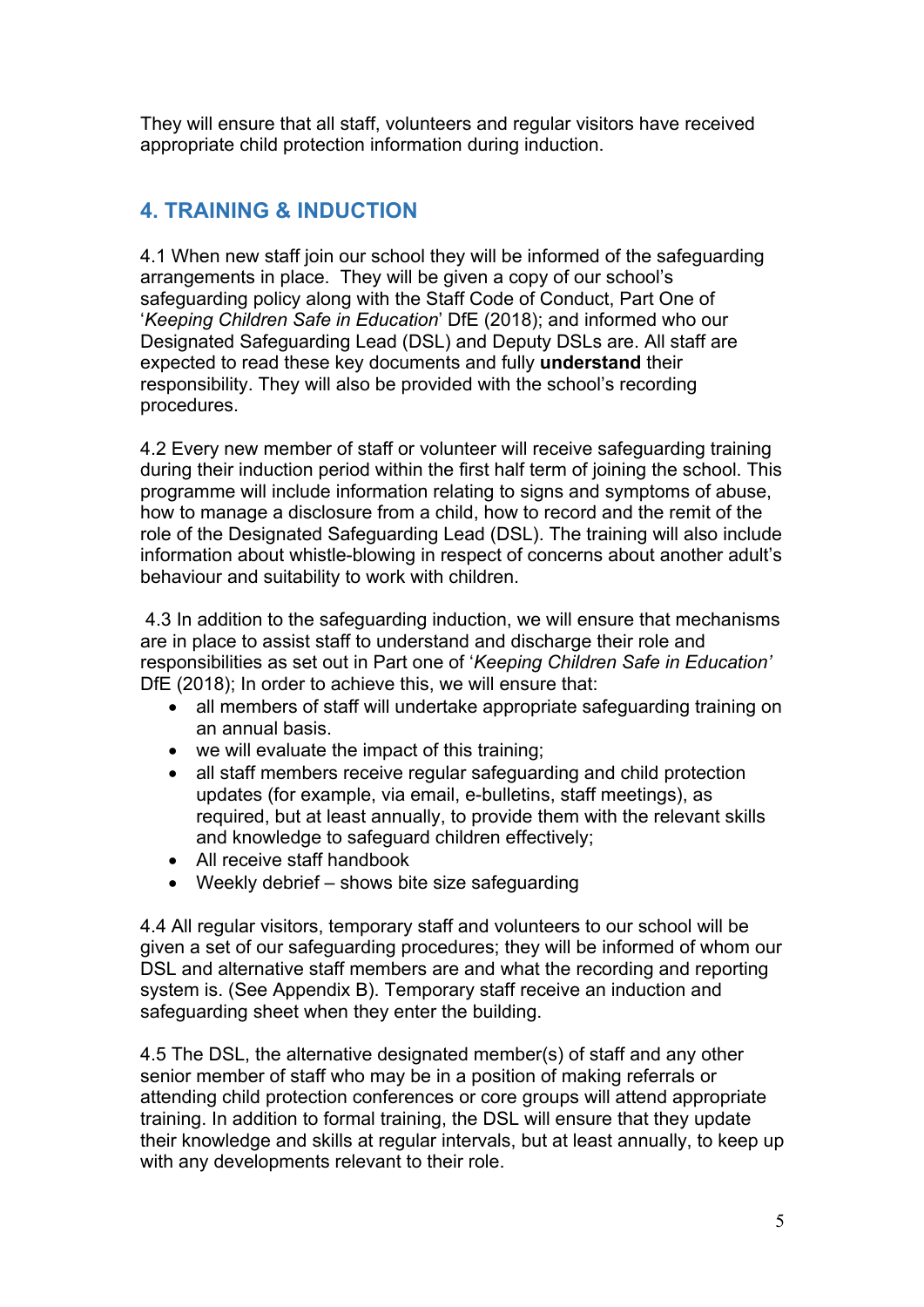They will ensure that all staff, volunteers and regular visitors have received appropriate child protection information during induction.

## 4. TRAINING & INDUCTION

4.1 When new staff join our school they will be informed of the safeguarding arrangements in place. They will be given a copy of our school's safeguarding policy along with the Staff Code of Conduct, Part One of '*Keeping Children Safe in Education*' DfE (2018); and informed who our Designated Safeguarding Lead (DSL) and Deputy DSLs are. All staff are expected to read these key documents and fully **understand** their responsibility. They will also be provided with the school's recording procedures.

4.2 Every new member of staff or volunteer will receive safeguarding training during their induction period within the first half term of joining the school. This programme will include information relating to signs and symptoms of abuse, how to manage a disclosure from a child, how to record and the remit of the role of the Designated Safeguarding Lead (DSL). The training will also include information about whistle-blowing in respect of concerns about another adult's behaviour and suitability to work with children.

4.3 In addition to the safeguarding induction, we will ensure that mechanisms are in place to assist staff to understand and discharge their role and responsibilities as set out in Part one of '*Keeping Children Safe in Education'* DfE (2018); In order to achieve this, we will ensure that:

- all members of staff will undertake appropriate safeguarding training on an annual basis.
- we will evaluate the impact of this training;
- all staff members receive regular safeguarding and child protection updates (for example, via email, e-bulletins, staff meetings), as required, but at least annually, to provide them with the relevant skills and knowledge to safeguard children effectively;
- All receive staff handbook
- Weekly debrief – shows bite size safeguarding

4.4 All regular visitors, temporary staff and volunteers to our school will be given a set of our safeguarding procedures; they will be informed of whom our DSL and alternative staff members are and what the recording and reporting system is. (See Appendix B). Temporary staff receive an induction and safeguarding sheet when they enter the building.

4.5 The DSL, the alternative designated member(s) of staff and any other senior member of staff who may be in a position of making referrals or attending child protection conferences or core groups will attend appropriate training. In addition to formal training, the DSL will ensure that they update their knowledge and skills at regular intervals, but at least annually, to keep up with any developments relevant to their role.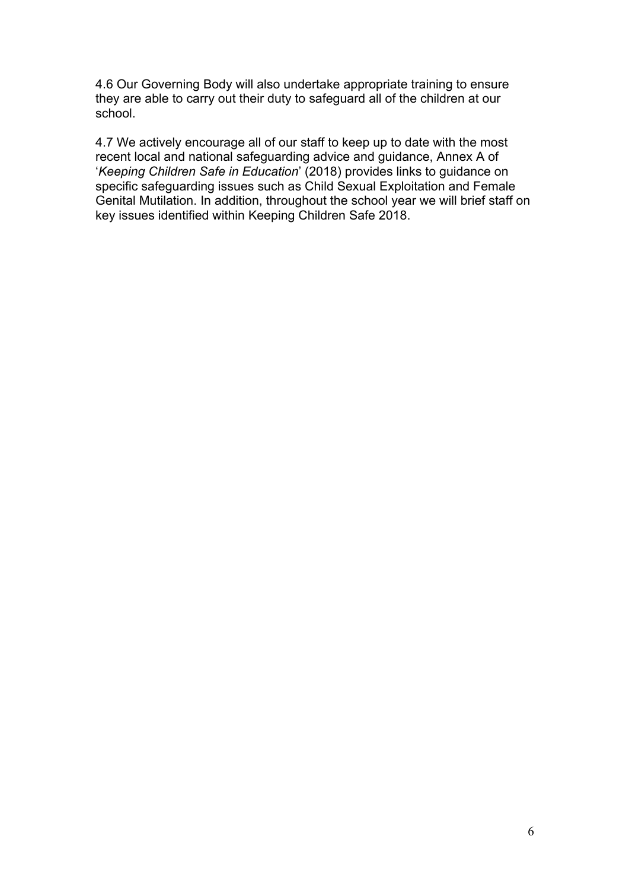4.6 Our Governing Body will also undertake appropriate training to ensure they are able to carry out their duty to safeguard all of the children at our school.

4.7 We actively encourage all of our staff to keep up to date with the most recent local and national safeguarding advice and guidance, Annex A of '*Keeping Children Safe in Education*' (2018) provides links to guidance on specific safeguarding issues such as Child Sexual Exploitation and Female Genital Mutilation. In addition, throughout the school year we will brief staff on key issues identified within Keeping Children Safe 2018.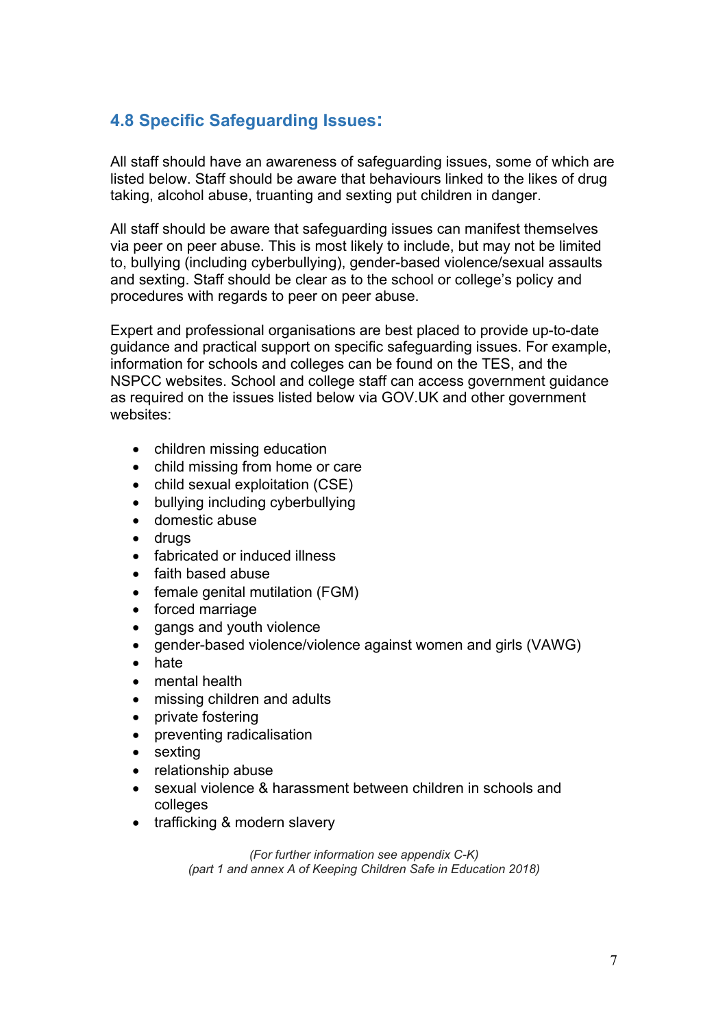## 4.8 Specific Safeguarding Issues:

All staff should have an awareness of safeguarding issues, some of which are listed below. Staff should be aware that behaviours linked to the likes of drug taking, alcohol abuse, truanting and sexting put children in danger.

All staff should be aware that safeguarding issues can manifest themselves via peer on peer abuse. This is most likely to include, but may not be limited to, bullying (including cyberbullying), gender-based violence/sexual assaults and sexting. Staff should be clear as to the school or college's policy and procedures with regards to peer on peer abuse.

Expert and professional organisations are best placed to provide up-to-date guidance and practical support on specific safeguarding issues. For example, information for schools and colleges can be found on the TES, and the NSPCC websites. School and college staff can access government guidance as required on the issues listed below via GOV.UK and other government websites:

- children missing education
- child missing from home or care
- child sexual exploitation (CSE)
- bullying including cyberbullying
- domestic abuse
- drugs
- fabricated or induced illness
- faith based abuse
- female genital mutilation (FGM)
- forced marriage
- gangs and youth violence
- gender-based violence/violence against women and girls (VAWG)
- hate
- mental health
- missing children and adults
- private fostering
- preventing radicalisation
- sexting
- relationship abuse
- sexual violence & harassment between children in schools and colleges
- trafficking & modern slavery

*(For further information see appendix C-K)*
*(part 1 and annex A of Keeping Children Safe in Education 2018)*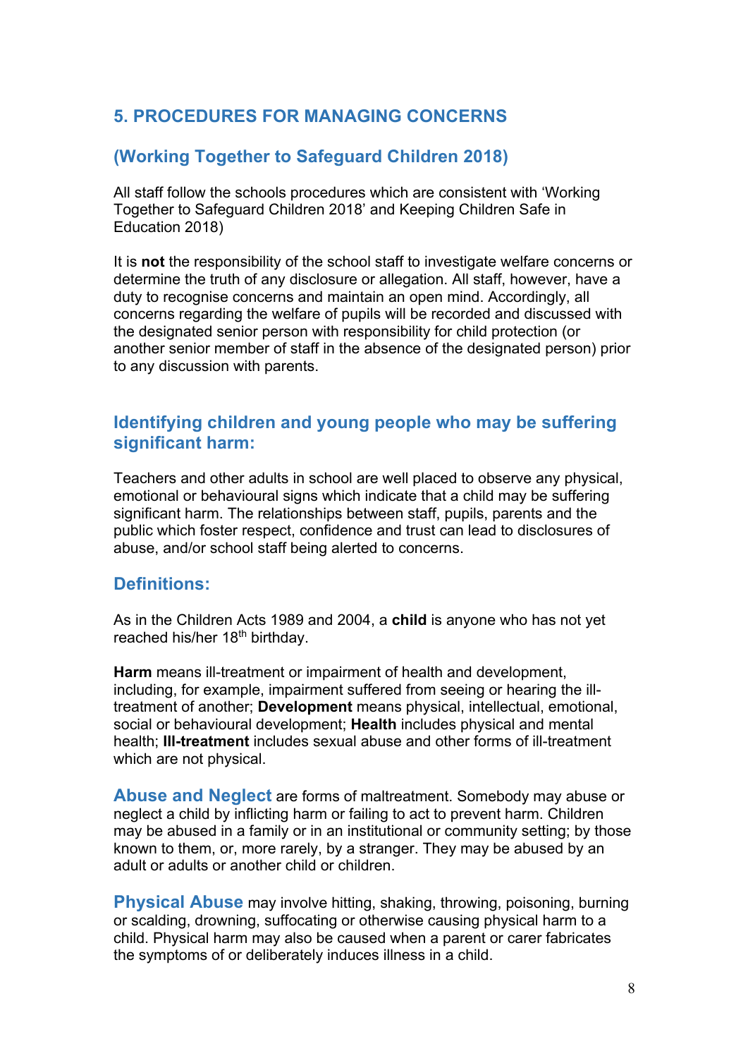## 5. PROCEDURES FOR MANAGING CONCERNS

## (Working Together to Safeguard Children 2018)

All staff follow the schools procedures which are consistent with 'Working Together to Safeguard Children 2018' and Keeping Children Safe in Education 2018)

It is **not** the responsibility of the school staff to investigate welfare concerns or determine the truth of any disclosure or allegation. All staff, however, have a duty to recognise concerns and maintain an open mind. Accordingly, all concerns regarding the welfare of pupils will be recorded and discussed with the designated senior person with responsibility for child protection (or another senior member of staff in the absence of the designated person) prior to any discussion with parents.

### Identifying children and young people who may be suffering significant harm:

Teachers and other adults in school are well placed to observe any physical, emotional or behavioural signs which indicate that a child may be suffering significant harm. The relationships between staff, pupils, parents and the public which foster respect, confidence and trust can lead to disclosures of abuse, and/or school staff being alerted to concerns.

### Definitions:

As in the Children Acts 1989 and 2004, a **child** is anyone who has not yet reached his/her 18th birthday.

**Harm** means ill-treatment or impairment of health and development, including, for example, impairment suffered from seeing or hearing the ill-treatment of another; **Development** means physical, intellectual, emotional, social or behavioural development; **Health** includes physical and mental health; **Ill-treatment** includes sexual abuse and other forms of ill-treatment which are not physical.

**Abuse and Neglect** are forms of maltreatment. Somebody may abuse or neglect a child by inflicting harm or failing to act to prevent harm. Children may be abused in a family or in an institutional or community setting; by those known to them, or, more rarely, by a stranger. They may be abused by an adult or adults or another child or children.

**Physical Abuse** may involve hitting, shaking, throwing, poisoning, burning or scalding, drowning, suffocating or otherwise causing physical harm to a child. Physical harm may also be caused when a parent or carer fabricates the symptoms of or deliberately induces illness in a child.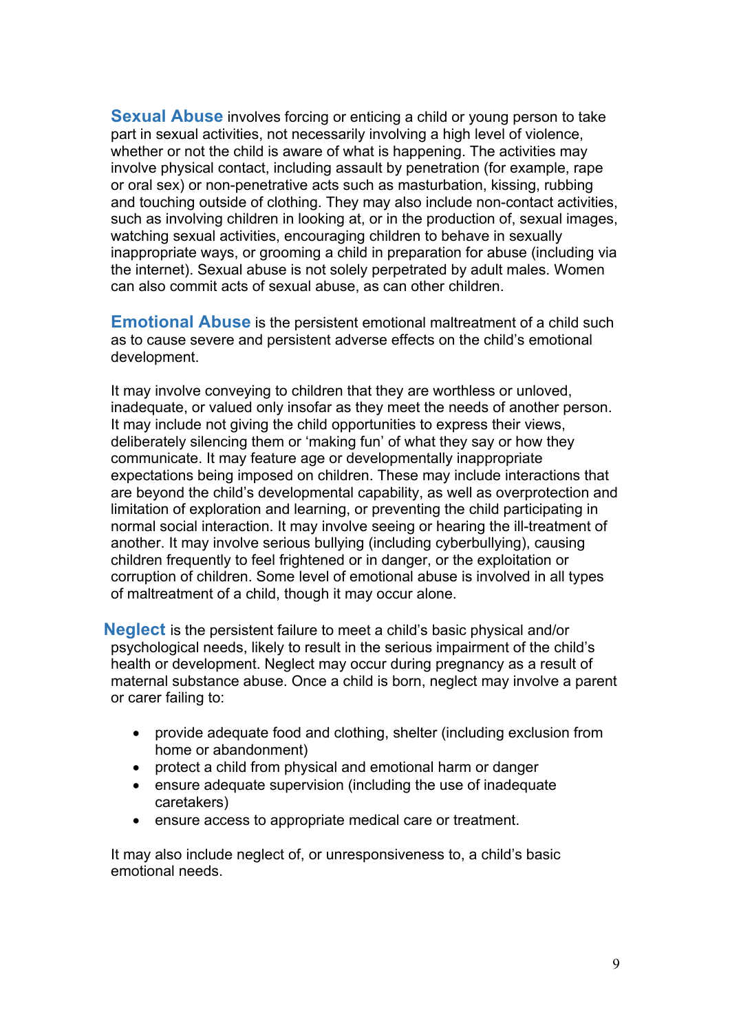**Sexual Abuse** involves forcing or enticing a child or young person to take part in sexual activities, not necessarily involving a high level of violence, whether or not the child is aware of what is happening. The activities may involve physical contact, including assault by penetration (for example, rape or oral sex) or non-penetrative acts such as masturbation, kissing, rubbing and touching outside of clothing. They may also include non-contact activities, such as involving children in looking at, or in the production of, sexual images, watching sexual activities, encouraging children to behave in sexually inappropriate ways, or grooming a child in preparation for abuse (including via the internet). Sexual abuse is not solely perpetrated by adult males. Women can also commit acts of sexual abuse, as can other children.

**Emotional Abuse** is the persistent emotional maltreatment of a child such as to cause severe and persistent adverse effects on the child's emotional development.

It may involve conveying to children that they are worthless or unloved, inadequate, or valued only insofar as they meet the needs of another person. It may include not giving the child opportunities to express their views, deliberately silencing them or 'making fun' of what they say or how they communicate. It may feature age or developmentally inappropriate expectations being imposed on children. These may include interactions that are beyond the child's developmental capability, as well as overprotection and limitation of exploration and learning, or preventing the child participating in normal social interaction. It may involve seeing or hearing the ill-treatment of another. It may involve serious bullying (including cyberbullying), causing children frequently to feel frightened or in danger, or the exploitation or corruption of children. Some level of emotional abuse is involved in all types of maltreatment of a child, though it may occur alone.

**Neglect** is the persistent failure to meet a child's basic physical and/or psychological needs, likely to result in the serious impairment of the child's health or development. Neglect may occur during pregnancy as a result of maternal substance abuse. Once a child is born, neglect may involve a parent or carer failing to:

- provide adequate food and clothing, shelter (including exclusion from home or abandonment)
- protect a child from physical and emotional harm or danger
- ensure adequate supervision (including the use of inadequate caretakers)
- ensure access to appropriate medical care or treatment.

It may also include neglect of, or unresponsiveness to, a child's basic emotional needs.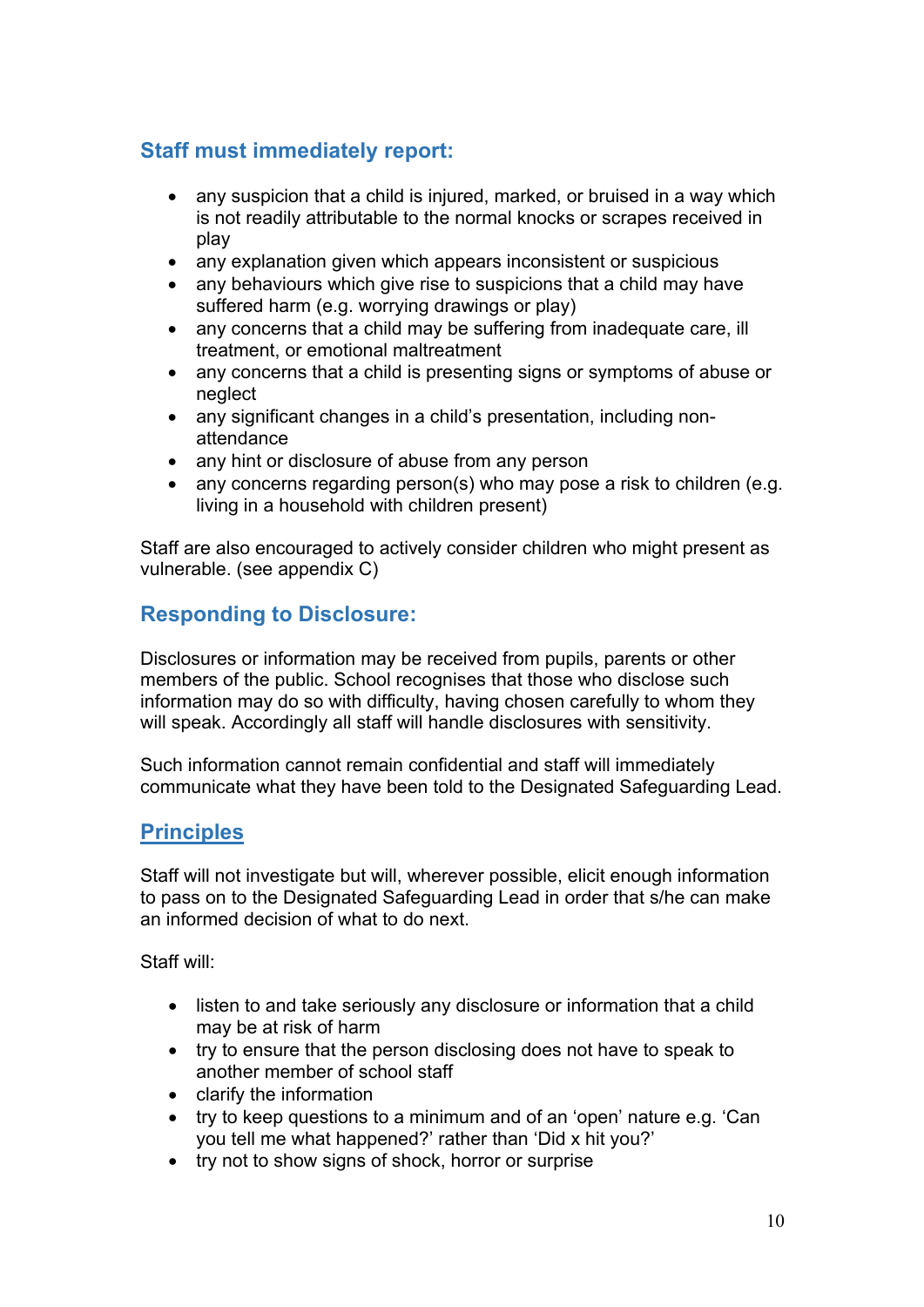## Staff must immediately report:

- any suspicion that a child is injured, marked, or bruised in a way which is not readily attributable to the normal knocks or scrapes received in play
- any explanation given which appears inconsistent or suspicious
- any behaviours which give rise to suspicions that a child may have suffered harm (e.g. worrying drawings or play)
- any concerns that a child may be suffering from inadequate care, ill treatment, or emotional maltreatment
- any concerns that a child is presenting signs or symptoms of abuse or neglect
- any significant changes in a child's presentation, including non-attendance
- any hint or disclosure of abuse from any person
- any concerns regarding person(s) who may pose a risk to children (e.g. living in a household with children present)

Staff are also encouraged to actively consider children who might present as vulnerable. (see appendix C)

## Responding to Disclosure:

Disclosures or information may be received from pupils, parents or other members of the public. School recognises that those who disclose such information may do so with difficulty, having chosen carefully to whom they will speak. Accordingly all staff will handle disclosures with sensitivity.

Such information cannot remain confidential and staff will immediately communicate what they have been told to the Designated Safeguarding Lead.

## Principles

Staff will not investigate but will, wherever possible, elicit enough information to pass on to the Designated Safeguarding Lead in order that s/he can make an informed decision of what to do next.

Staff will:

- listen to and take seriously any disclosure or information that a child may be at risk of harm
- try to ensure that the person disclosing does not have to speak to another member of school staff
- clarify the information
- try to keep questions to a minimum and of an 'open' nature e.g. 'Can you tell me what happened?' rather than 'Did x hit you?'
- try not to show signs of shock, horror or surprise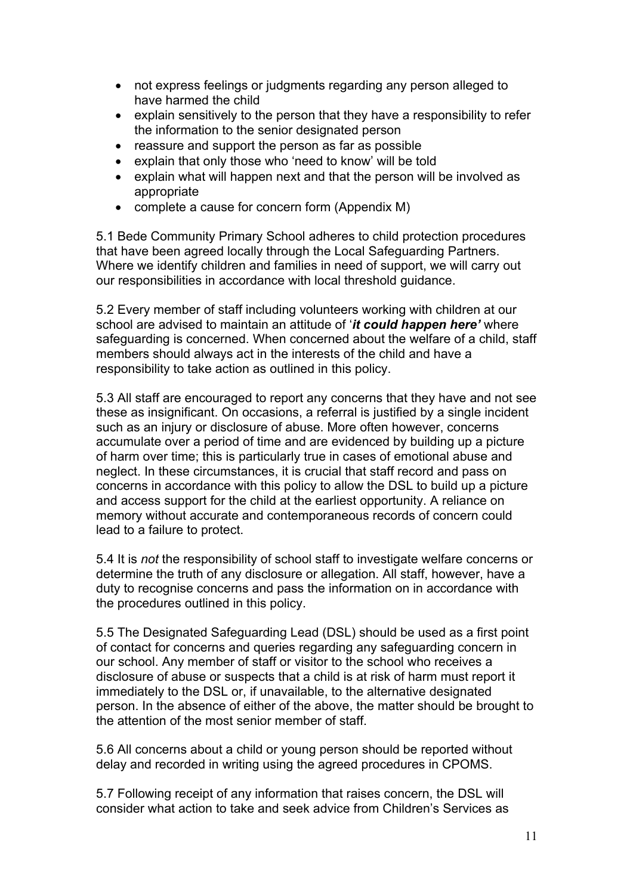- not express feelings or judgments regarding any person alleged to have harmed the child
- explain sensitively to the person that they have a responsibility to refer the information to the senior designated person
- reassure and support the person as far as possible
- explain that only those who 'need to know' will be told
- explain what will happen next and that the person will be involved as appropriate
- complete a cause for concern form (Appendix M)

5.1 Bede Community Primary School adheres to child protection procedures that have been agreed locally through the Local Safeguarding Partners. Where we identify children and families in need of support, we will carry out our responsibilities in accordance with local threshold guidance.

5.2 Every member of staff including volunteers working with children at our school are advised to maintain an attitude of '***it could happen here'*** where safeguarding is concerned. When concerned about the welfare of a child, staff members should always act in the interests of the child and have a responsibility to take action as outlined in this policy.

5.3 All staff are encouraged to report any concerns that they have and not see these as insignificant. On occasions, a referral is justified by a single incident such as an injury or disclosure of abuse. More often however, concerns accumulate over a period of time and are evidenced by building up a picture of harm over time; this is particularly true in cases of emotional abuse and neglect. In these circumstances, it is crucial that staff record and pass on concerns in accordance with this policy to allow the DSL to build up a picture and access support for the child at the earliest opportunity. A reliance on memory without accurate and contemporaneous records of concern could lead to a failure to protect.

5.4 It is *not* the responsibility of school staff to investigate welfare concerns or determine the truth of any disclosure or allegation. All staff, however, have a duty to recognise concerns and pass the information on in accordance with the procedures outlined in this policy.

5.5 The Designated Safeguarding Lead (DSL) should be used as a first point of contact for concerns and queries regarding any safeguarding concern in our school. Any member of staff or visitor to the school who receives a disclosure of abuse or suspects that a child is at risk of harm must report it immediately to the DSL or, if unavailable, to the alternative designated person. In the absence of either of the above, the matter should be brought to the attention of the most senior member of staff.

5.6 All concerns about a child or young person should be reported without delay and recorded in writing using the agreed procedures in CPOMS.

5.7 Following receipt of any information that raises concern, the DSL will consider what action to take and seek advice from Children's Services as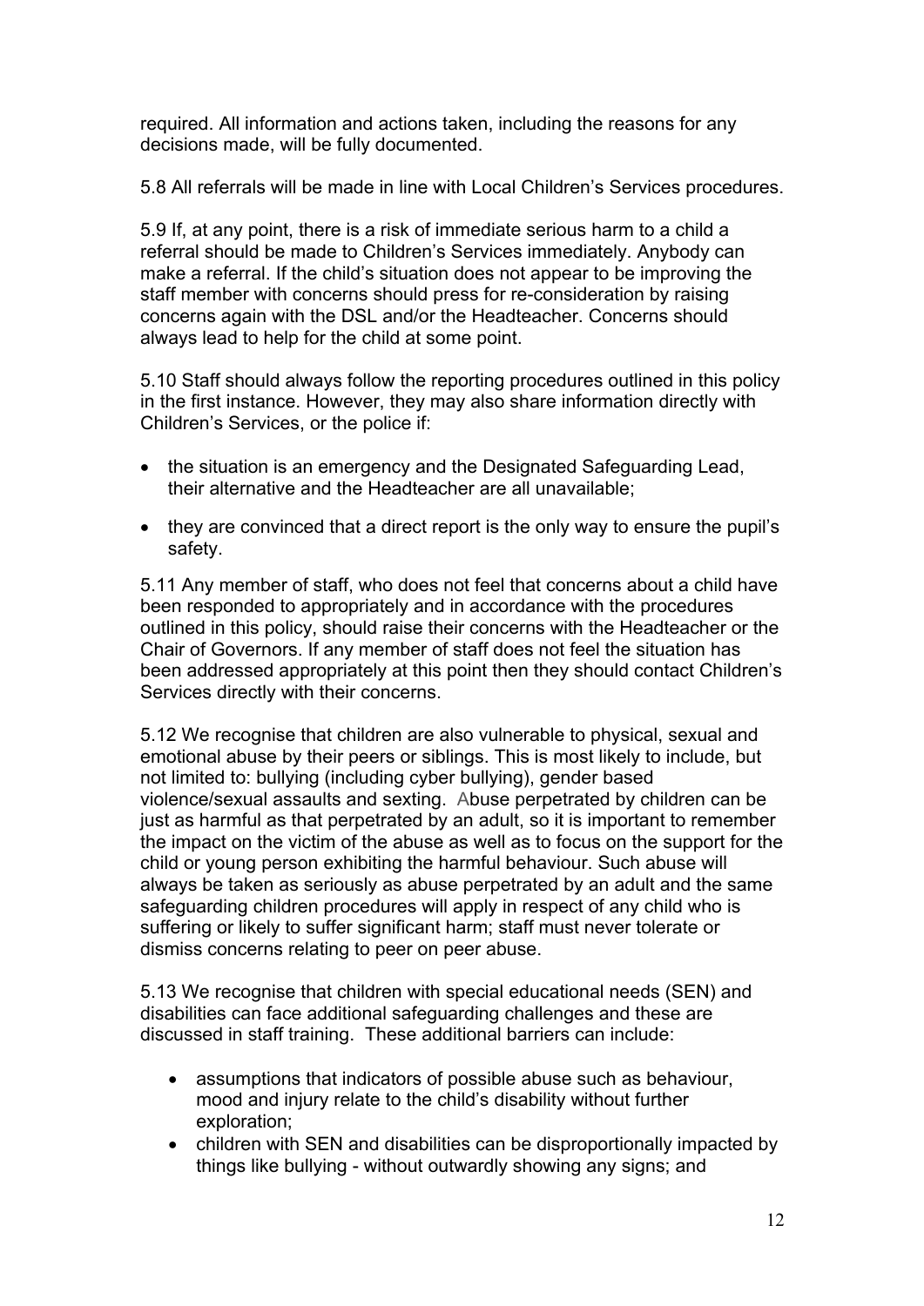required. All information and actions taken, including the reasons for any decisions made, will be fully documented.

5.8 All referrals will be made in line with Local Children's Services procedures.

5.9 If, at any point, there is a risk of immediate serious harm to a child a referral should be made to Children's Services immediately. Anybody can make a referral. If the child's situation does not appear to be improving the staff member with concerns should press for re-consideration by raising concerns again with the DSL and/or the Headteacher. Concerns should always lead to help for the child at some point.

5.10 Staff should always follow the reporting procedures outlined in this policy in the first instance. However, they may also share information directly with Children's Services, or the police if:

- the situation is an emergency and the Designated Safeguarding Lead, their alternative and the Headteacher are all unavailable;
- they are convinced that a direct report is the only way to ensure the pupil's safety.

5.11 Any member of staff, who does not feel that concerns about a child have been responded to appropriately and in accordance with the procedures outlined in this policy, should raise their concerns with the Headteacher or the Chair of Governors. If any member of staff does not feel the situation has been addressed appropriately at this point then they should contact Children's Services directly with their concerns.

5.12 We recognise that children are also vulnerable to physical, sexual and emotional abuse by their peers or siblings. This is most likely to include, but not limited to: bullying (including cyber bullying), gender based violence/sexual assaults and sexting. Abuse perpetrated by children can be just as harmful as that perpetrated by an adult, so it is important to remember the impact on the victim of the abuse as well as to focus on the support for the child or young person exhibiting the harmful behaviour. Such abuse will always be taken as seriously as abuse perpetrated by an adult and the same safeguarding children procedures will apply in respect of any child who is suffering or likely to suffer significant harm; staff must never tolerate or dismiss concerns relating to peer on peer abuse.

5.13 We recognise that children with special educational needs (SEN) and disabilities can face additional safeguarding challenges and these are discussed in staff training. These additional barriers can include:

- assumptions that indicators of possible abuse such as behaviour, mood and injury relate to the child's disability without further exploration;
- children with SEN and disabilities can be disproportionally impacted by things like bullying - without outwardly showing any signs; and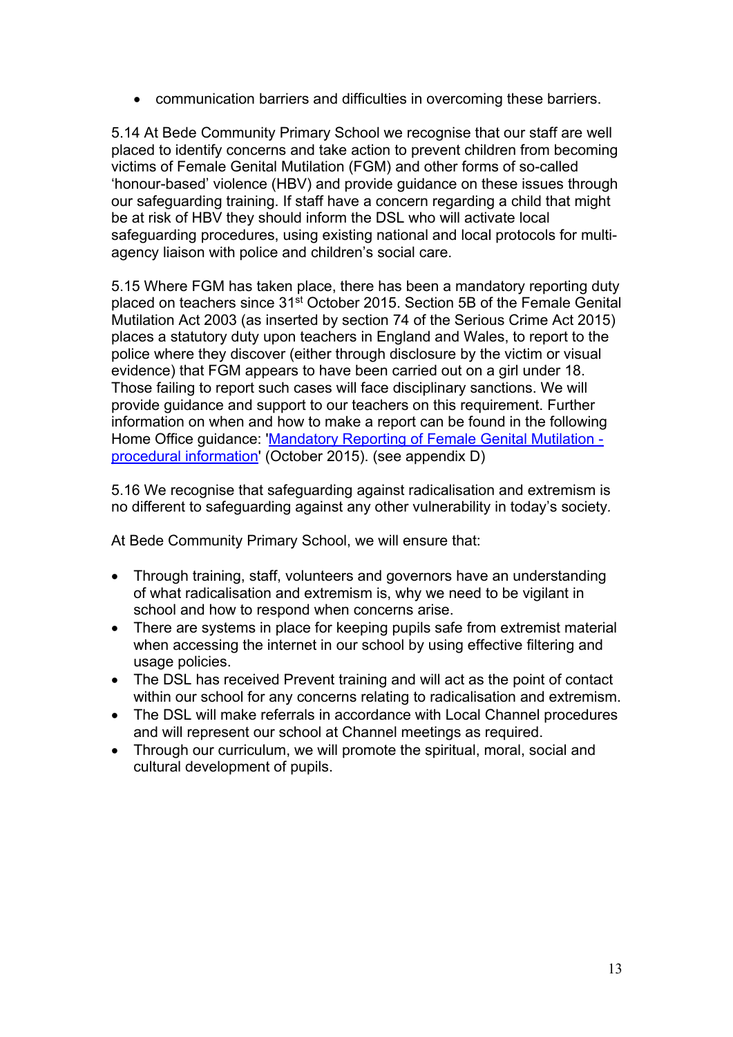- communication barriers and difficulties in overcoming these barriers.

5.14 At Bede Community Primary School we recognise that our staff are well placed to identify concerns and take action to prevent children from becoming victims of Female Genital Mutilation (FGM) and other forms of so-called 'honour-based' violence (HBV) and provide guidance on these issues through our safeguarding training. If staff have a concern regarding a child that might be at risk of HBV they should inform the DSL who will activate local safeguarding procedures, using existing national and local protocols for multi-agency liaison with police and children's social care.

5.15 Where FGM has taken place, there has been a mandatory reporting duty placed on teachers since 31st October 2015. Section 5B of the Female Genital Mutilation Act 2003 (as inserted by section 74 of the Serious Crime Act 2015) places a statutory duty upon teachers in England and Wales, to report to the police where they discover (either through disclosure by the victim or visual evidence) that FGM appears to have been carried out on a girl under 18. Those failing to report such cases will face disciplinary sanctions. We will provide guidance and support to our teachers on this requirement. Further information on when and how to make a report can be found in the following Home Office guidance: 'Mandatory Reporting of Female Genital Mutilation - procedural information' (October 2015). (see appendix D)

5.16 We recognise that safeguarding against radicalisation and extremism is no different to safeguarding against any other vulnerability in today's society.

At Bede Community Primary School, we will ensure that:

- Through training, staff, volunteers and governors have an understanding of what radicalisation and extremism is, why we need to be vigilant in school and how to respond when concerns arise.
- There are systems in place for keeping pupils safe from extremist material when accessing the internet in our school by using effective filtering and usage policies.
- The DSL has received Prevent training and will act as the point of contact within our school for any concerns relating to radicalisation and extremism.
- The DSL will make referrals in accordance with Local Channel procedures and will represent our school at Channel meetings as required.
- Through our curriculum, we will promote the spiritual, moral, social and cultural development of pupils.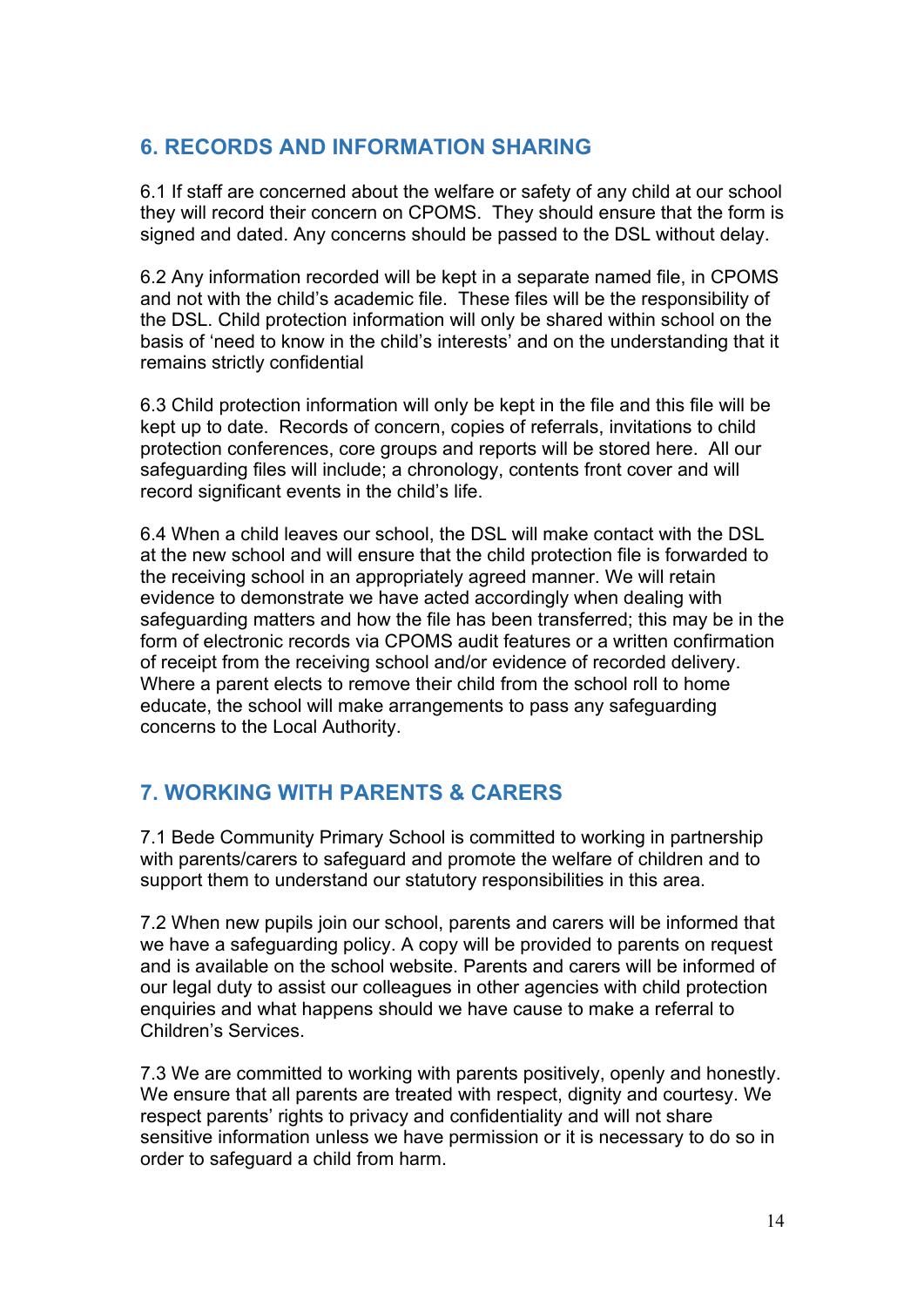## 6. RECORDS AND INFORMATION SHARING

6.1 If staff are concerned about the welfare or safety of any child at our school they will record their concern on CPOMS. They should ensure that the form is signed and dated. Any concerns should be passed to the DSL without delay.

6.2 Any information recorded will be kept in a separate named file, in CPOMS and not with the child's academic file. These files will be the responsibility of the DSL. Child protection information will only be shared within school on the basis of 'need to know in the child's interests' and on the understanding that it remains strictly confidential

6.3 Child protection information will only be kept in the file and this file will be kept up to date. Records of concern, copies of referrals, invitations to child protection conferences, core groups and reports will be stored here. All our safeguarding files will include; a chronology, contents front cover and will record significant events in the child's life.

6.4 When a child leaves our school, the DSL will make contact with the DSL at the new school and will ensure that the child protection file is forwarded to the receiving school in an appropriately agreed manner. We will retain evidence to demonstrate we have acted accordingly when dealing with safeguarding matters and how the file has been transferred; this may be in the form of electronic records via CPOMS audit features or a written confirmation of receipt from the receiving school and/or evidence of recorded delivery. Where a parent elects to remove their child from the school roll to home educate, the school will make arrangements to pass any safeguarding concerns to the Local Authority.

## 7. WORKING WITH PARENTS & CARERS

7.1 Bede Community Primary School is committed to working in partnership with parents/carers to safeguard and promote the welfare of children and to support them to understand our statutory responsibilities in this area.

7.2 When new pupils join our school, parents and carers will be informed that we have a safeguarding policy. A copy will be provided to parents on request and is available on the school website. Parents and carers will be informed of our legal duty to assist our colleagues in other agencies with child protection enquiries and what happens should we have cause to make a referral to Children's Services.

7.3 We are committed to working with parents positively, openly and honestly. We ensure that all parents are treated with respect, dignity and courtesy. We respect parents' rights to privacy and confidentiality and will not share sensitive information unless we have permission or it is necessary to do so in order to safeguard a child from harm.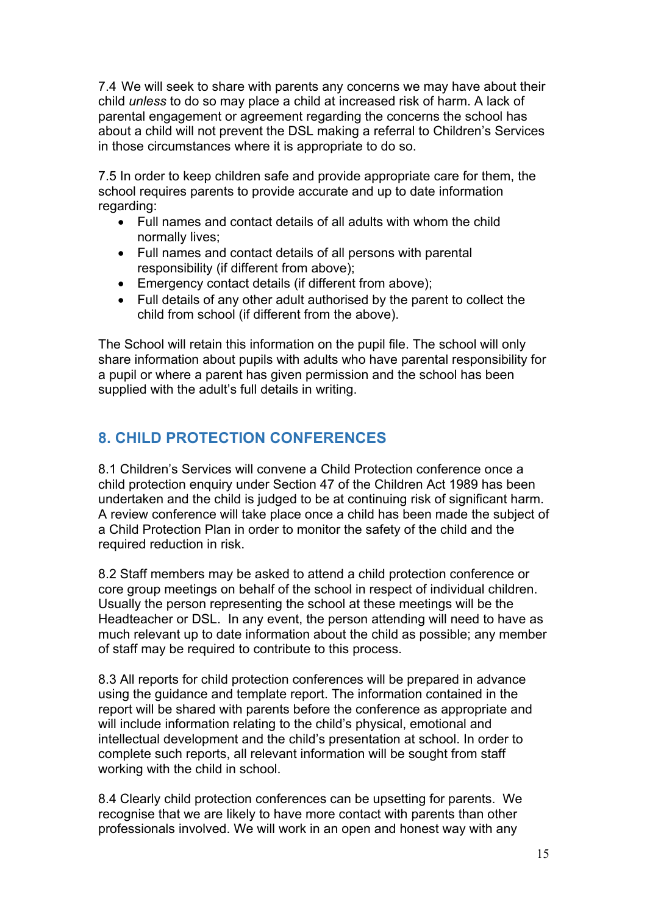7.4 We will seek to share with parents any concerns we may have about their child *unless* to do so may place a child at increased risk of harm. A lack of parental engagement or agreement regarding the concerns the school has about a child will not prevent the DSL making a referral to Children's Services in those circumstances where it is appropriate to do so.

7.5 In order to keep children safe and provide appropriate care for them, the school requires parents to provide accurate and up to date information regarding:

- Full names and contact details of all adults with whom the child normally lives;
- Full names and contact details of all persons with parental responsibility (if different from above);
- Emergency contact details (if different from above);
- Full details of any other adult authorised by the parent to collect the child from school (if different from the above).

The School will retain this information on the pupil file. The school will only share information about pupils with adults who have parental responsibility for a pupil or where a parent has given permission and the school has been supplied with the adult's full details in writing.

## 8. CHILD PROTECTION CONFERENCES

8.1 Children's Services will convene a Child Protection conference once a child protection enquiry under Section 47 of the Children Act 1989 has been undertaken and the child is judged to be at continuing risk of significant harm. A review conference will take place once a child has been made the subject of a Child Protection Plan in order to monitor the safety of the child and the required reduction in risk.

8.2 Staff members may be asked to attend a child protection conference or core group meetings on behalf of the school in respect of individual children. Usually the person representing the school at these meetings will be the Headteacher or DSL. In any event, the person attending will need to have as much relevant up to date information about the child as possible; any member of staff may be required to contribute to this process.

8.3 All reports for child protection conferences will be prepared in advance using the guidance and template report. The information contained in the report will be shared with parents before the conference as appropriate and will include information relating to the child's physical, emotional and intellectual development and the child's presentation at school. In order to complete such reports, all relevant information will be sought from staff working with the child in school.

8.4 Clearly child protection conferences can be upsetting for parents. We recognise that we are likely to have more contact with parents than other professionals involved. We will work in an open and honest way with any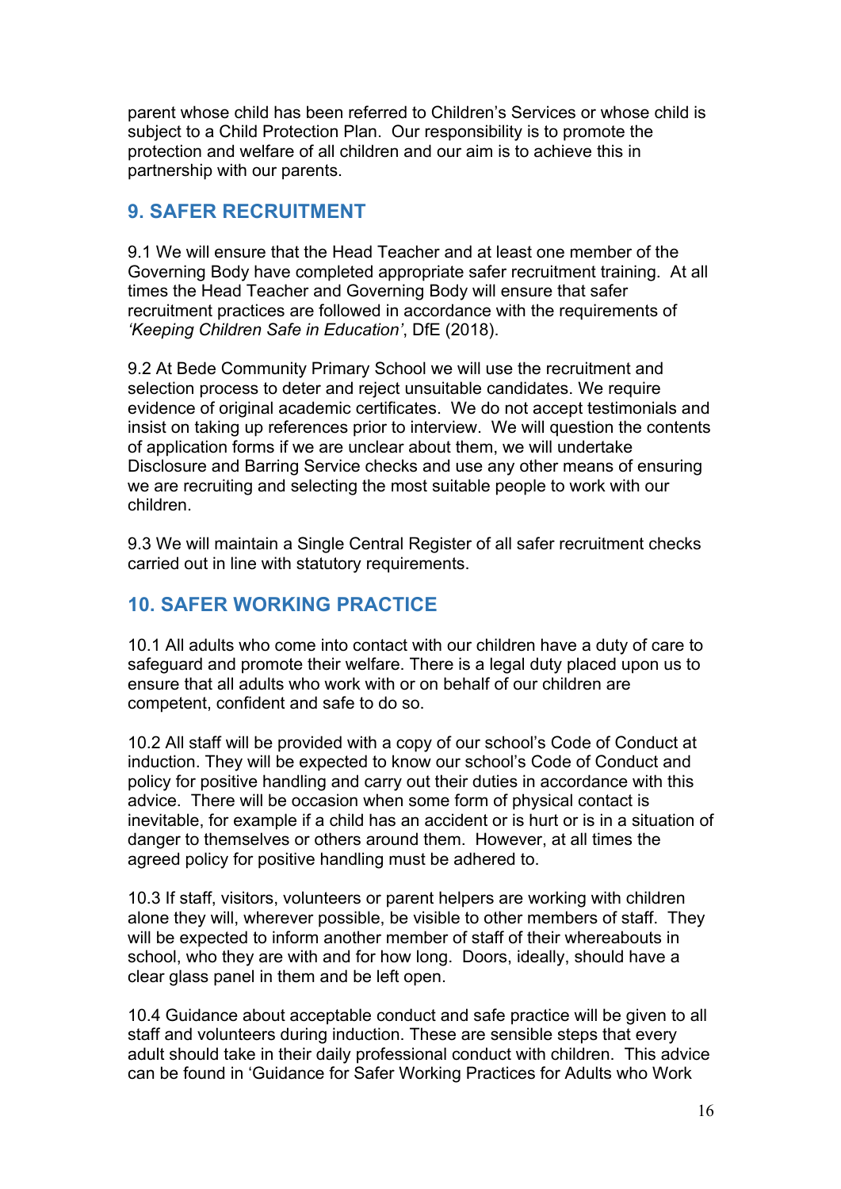parent whose child has been referred to Children's Services or whose child is subject to a Child Protection Plan. Our responsibility is to promote the protection and welfare of all children and our aim is to achieve this in partnership with our parents.

## 9. SAFER RECRUITMENT

9.1 We will ensure that the Head Teacher and at least one member of the Governing Body have completed appropriate safer recruitment training. At all times the Head Teacher and Governing Body will ensure that safer recruitment practices are followed in accordance with the requirements of *'Keeping Children Safe in Education'*, DfE (2018).

9.2 At Bede Community Primary School we will use the recruitment and selection process to deter and reject unsuitable candidates. We require evidence of original academic certificates. We do not accept testimonials and insist on taking up references prior to interview. We will question the contents of application forms if we are unclear about them, we will undertake Disclosure and Barring Service checks and use any other means of ensuring we are recruiting and selecting the most suitable people to work with our children.

9.3 We will maintain a Single Central Register of all safer recruitment checks carried out in line with statutory requirements.

## 10. SAFER WORKING PRACTICE

10.1 All adults who come into contact with our children have a duty of care to safeguard and promote their welfare. There is a legal duty placed upon us to ensure that all adults who work with or on behalf of our children are competent, confident and safe to do so.

10.2 All staff will be provided with a copy of our school's Code of Conduct at induction. They will be expected to know our school's Code of Conduct and policy for positive handling and carry out their duties in accordance with this advice. There will be occasion when some form of physical contact is inevitable, for example if a child has an accident or is hurt or is in a situation of danger to themselves or others around them. However, at all times the agreed policy for positive handling must be adhered to.

10.3 If staff, visitors, volunteers or parent helpers are working with children alone they will, wherever possible, be visible to other members of staff. They will be expected to inform another member of staff of their whereabouts in school, who they are with and for how long. Doors, ideally, should have a clear glass panel in them and be left open.

10.4 Guidance about acceptable conduct and safe practice will be given to all staff and volunteers during induction. These are sensible steps that every adult should take in their daily professional conduct with children. This advice can be found in 'Guidance for Safer Working Practices for Adults who Work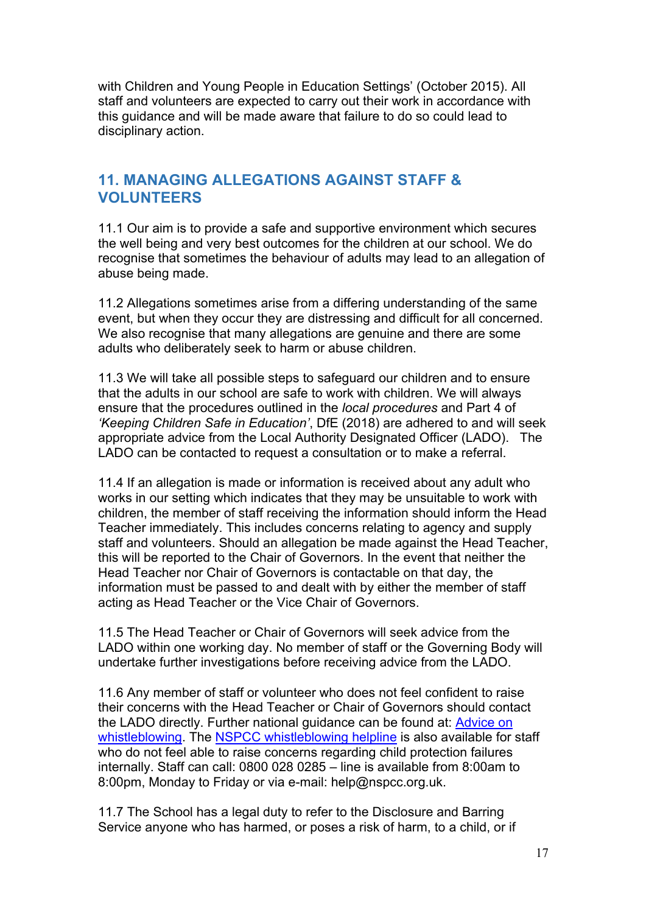with Children and Young People in Education Settings' (October 2015). All staff and volunteers are expected to carry out their work in accordance with this guidance and will be made aware that failure to do so could lead to disciplinary action.

## 11. MANAGING ALLEGATIONS AGAINST STAFF & VOLUNTEERS

11.1 Our aim is to provide a safe and supportive environment which secures the well being and very best outcomes for the children at our school. We do recognise that sometimes the behaviour of adults may lead to an allegation of abuse being made.

11.2 Allegations sometimes arise from a differing understanding of the same event, but when they occur they are distressing and difficult for all concerned. We also recognise that many allegations are genuine and there are some adults who deliberately seek to harm or abuse children.

11.3 We will take all possible steps to safeguard our children and to ensure that the adults in our school are safe to work with children. We will always ensure that the procedures outlined in the *local procedures* and Part 4 of *'Keeping Children Safe in Education'*, DfE (2018) are adhered to and will seek appropriate advice from the Local Authority Designated Officer (LADO). The LADO can be contacted to request a consultation or to make a referral.

11.4 If an allegation is made or information is received about any adult who works in our setting which indicates that they may be unsuitable to work with children, the member of staff receiving the information should inform the Head Teacher immediately. This includes concerns relating to agency and supply staff and volunteers. Should an allegation be made against the Head Teacher, this will be reported to the Chair of Governors. In the event that neither the Head Teacher nor Chair of Governors is contactable on that day, the information must be passed to and dealt with by either the member of staff acting as Head Teacher or the Vice Chair of Governors.

11.5 The Head Teacher or Chair of Governors will seek advice from the LADO within one working day. No member of staff or the Governing Body will undertake further investigations before receiving advice from the LADO.

11.6 Any member of staff or volunteer who does not feel confident to raise their concerns with the Head Teacher or Chair of Governors should contact the LADO directly. Further national guidance can be found at: Advice on whistleblowing. The NSPCC whistleblowing helpline is also available for staff who do not feel able to raise concerns regarding child protection failures internally. Staff can call: 0800 028 0285 – line is available from 8:00am to 8:00pm, Monday to Friday or via e-mail: help@nspcc.org.uk.

11.7 The School has a legal duty to refer to the Disclosure and Barring Service anyone who has harmed, or poses a risk of harm, to a child, or if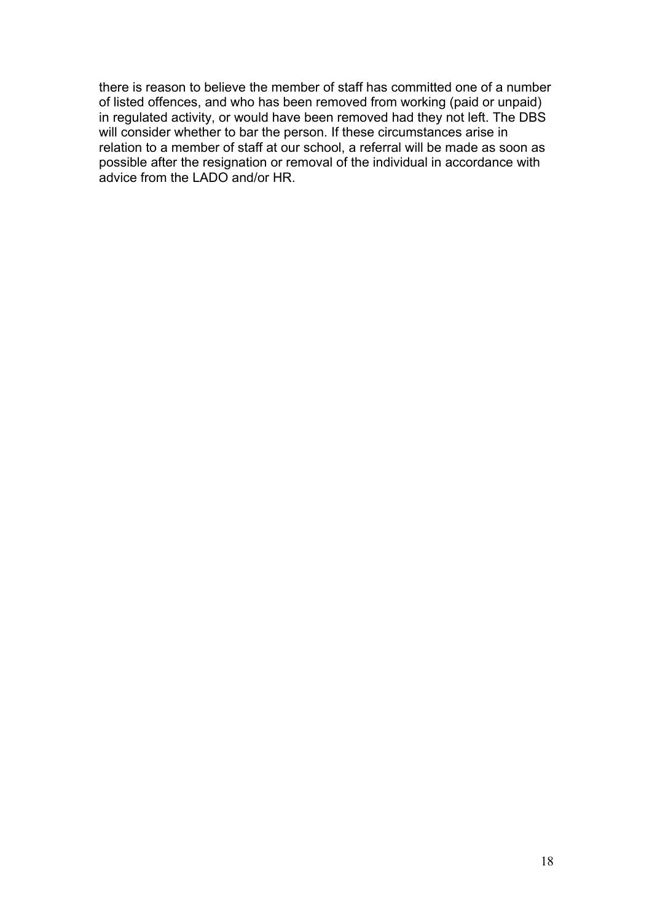there is reason to believe the member of staff has committed one of a number of listed offences, and who has been removed from working (paid or unpaid) in regulated activity, or would have been removed had they not left. The DBS will consider whether to bar the person. If these circumstances arise in relation to a member of staff at our school, a referral will be made as soon as possible after the resignation or removal of the individual in accordance with advice from the LADO and/or HR.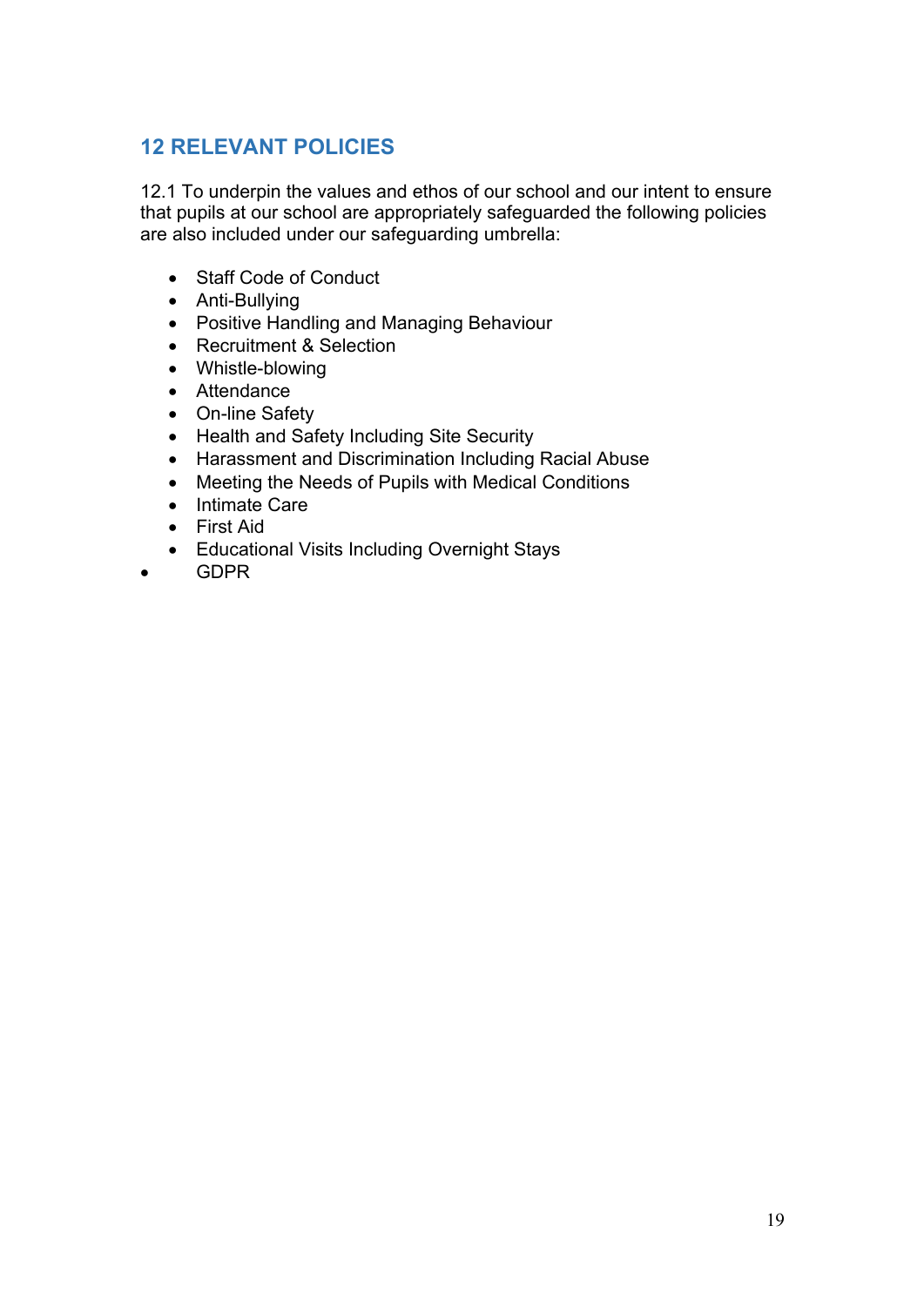## 12 RELEVANT POLICIES

12.1 To underpin the values and ethos of our school and our intent to ensure that pupils at our school are appropriately safeguarded the following policies are also included under our safeguarding umbrella:

- Staff Code of Conduct
- Anti-Bullying
- Positive Handling and Managing Behaviour
- Recruitment & Selection
- Whistle-blowing
- Attendance
- On-line Safety
- Health and Safety Including Site Security
- Harassment and Discrimination Including Racial Abuse
- Meeting the Needs of Pupils with Medical Conditions
- Intimate Care
- First Aid
- Educational Visits Including Overnight Stays
- GDPR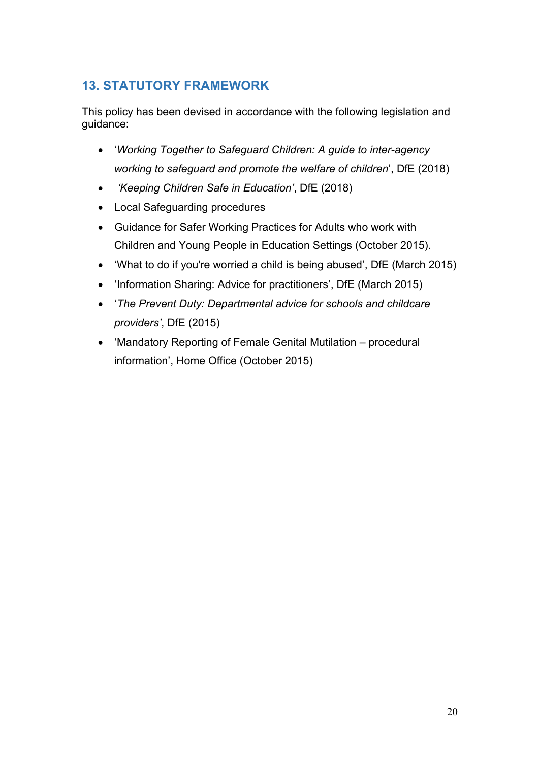## 13. STATUTORY FRAMEWORK

This policy has been devised in accordance with the following legislation and guidance:

- '*Working Together to Safeguard Children: A guide to inter-agency working to safeguard and promote the welfare of children*', DfE (2018)
- *'Keeping Children Safe in Education'*, DfE (2018)
- Local Safeguarding procedures
- Guidance for Safer Working Practices for Adults who work with Children and Young People in Education Settings (October 2015).
- 'What to do if you're worried a child is being abused', DfE (March 2015)
- 'Information Sharing: Advice for practitioners', DfE (March 2015)
- '*The Prevent Duty: Departmental advice for schools and childcare providers'*, DfE (2015)
- 'Mandatory Reporting of Female Genital Mutilation – procedural information', Home Office (October 2015)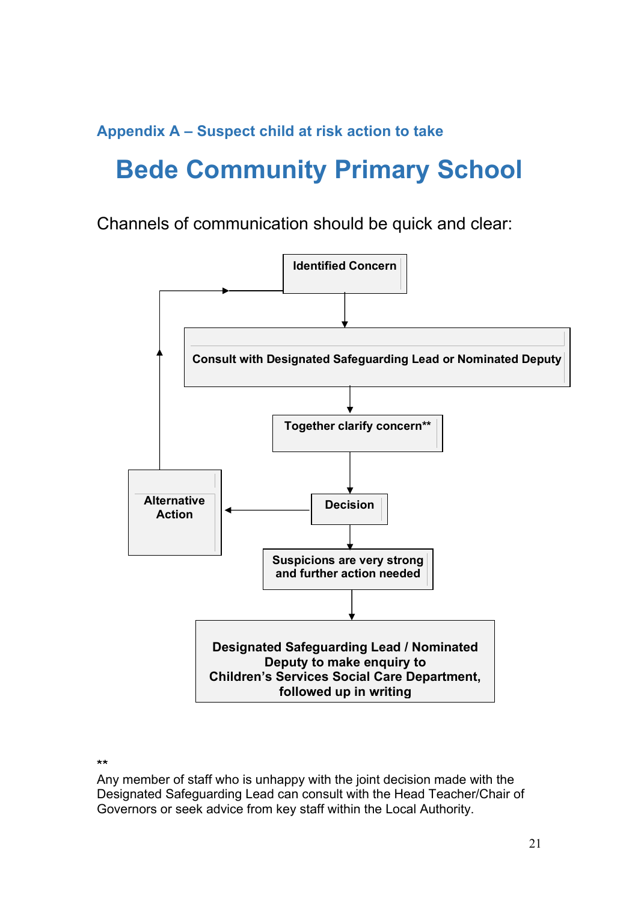## Appendix A – Suspect child at risk action to take

# Bede Community Primary School

Channels of communication should be quick and clear:

Identified Concern

Consult with Designated Safeguarding Lead or Nominated Deputy

Together clarify concern**

Decision

Alternative Action

Suspicions are very strong and further action needed

Designated Safeguarding Lead / Nominated Deputy to make enquiry to Children's Services Social Care Department, followed up in writing

**
Any member of staff who is unhappy with the joint decision made with the Designated Safeguarding Lead can consult with the Head Teacher/Chair of Governors or seek advice from key staff within the Local Authority.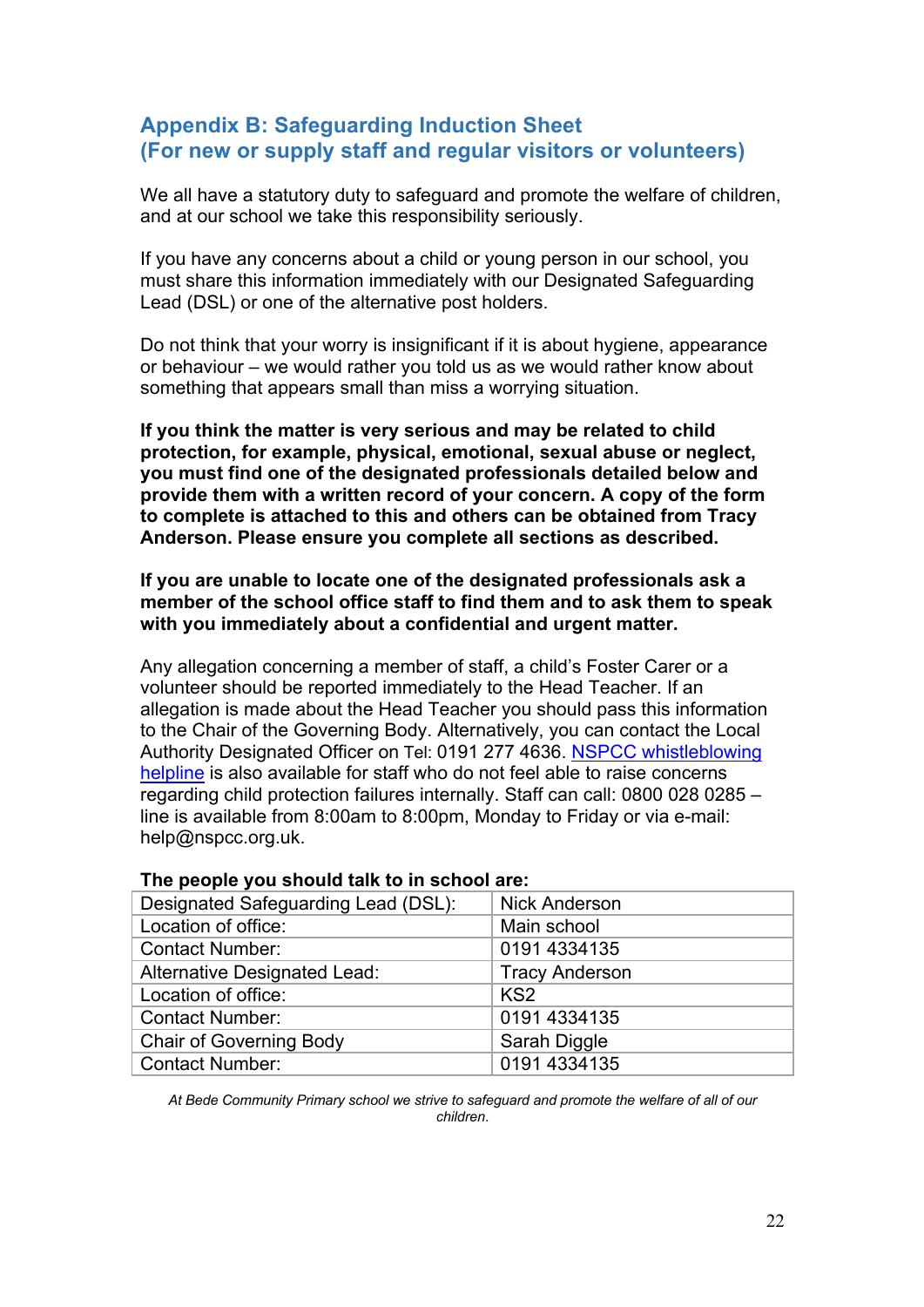## Appendix B: Safeguarding Induction Sheet
## (For new or supply staff and regular visitors or volunteers)

We all have a statutory duty to safeguard and promote the welfare of children, and at our school we take this responsibility seriously.

If you have any concerns about a child or young person in our school, you must share this information immediately with our Designated Safeguarding Lead (DSL) or one of the alternative post holders.

Do not think that your worry is insignificant if it is about hygiene, appearance or behaviour – we would rather you told us as we would rather know about something that appears small than miss a worrying situation.

**If you think the matter is very serious and may be related to child protection, for example, physical, emotional, sexual abuse or neglect, you must find one of the designated professionals detailed below and provide them with a written record of your concern. A copy of the form to complete is attached to this and others can be obtained from Tracy Anderson. Please ensure you complete all sections as described.**

**If you are unable to locate one of the designated professionals ask a member of the school office staff to find them and to ask them to speak with you immediately about a confidential and urgent matter.**

Any allegation concerning a member of staff, a child's Foster Carer or a volunteer should be reported immediately to the Head Teacher. If an allegation is made about the Head Teacher you should pass this information to the Chair of the Governing Body. Alternatively, you can contact the Local Authority Designated Officer on Tel: 0191 277 4636. NSPCC whistleblowing helpline is also available for staff who do not feel able to raise concerns regarding child protection failures internally. Staff can call: 0800 028 0285 – line is available from 8:00am to 8:00pm, Monday to Friday or via e-mail: help@nspcc.org.uk.

**The people you should talk to in school are:**

| | |
|---|---|
| Designated Safeguarding Lead (DSL): | Nick Anderson |
| Location of office: | Main school |
| Contact Number: | 0191 4334135 |
| Alternative Designated Lead: | Tracy Anderson |
| Location of office: | KS2 |
| Contact Number: | 0191 4334135 |
| Chair of Governing Body | Sarah Diggle |
| Contact Number: | 0191 4334135 |

*At Bede Community Primary school we strive to safeguard and promote the welfare of all of our children.*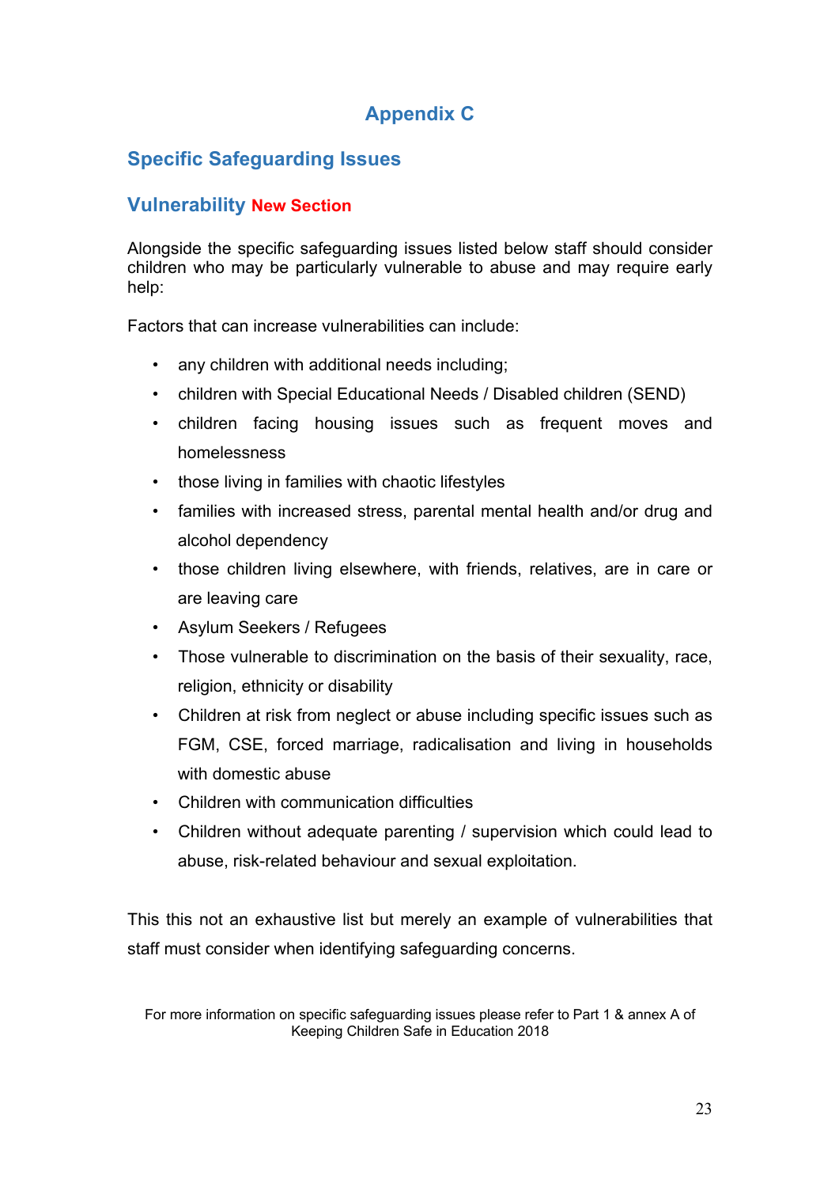# Appendix C

## Specific Safeguarding Issues

### Vulnerability New Section

Alongside the specific safeguarding issues listed below staff should consider children who may be particularly vulnerable to abuse and may require early help:

Factors that can increase vulnerabilities can include:

- any children with additional needs including;
- children with Special Educational Needs / Disabled children (SEND)
- children facing housing issues such as frequent moves and homelessness
- those living in families with chaotic lifestyles
- families with increased stress, parental mental health and/or drug and alcohol dependency
- those children living elsewhere, with friends, relatives, are in care or are leaving care
- Asylum Seekers / Refugees
- Those vulnerable to discrimination on the basis of their sexuality, race, religion, ethnicity or disability
- Children at risk from neglect or abuse including specific issues such as FGM, CSE, forced marriage, radicalisation and living in households with domestic abuse
- Children with communication difficulties
- Children without adequate parenting / supervision which could lead to abuse, risk-related behaviour and sexual exploitation.

This this not an exhaustive list but merely an example of vulnerabilities that staff must consider when identifying safeguarding concerns.

For more information on specific safeguarding issues please refer to Part 1 & annex A of Keeping Children Safe in Education 2018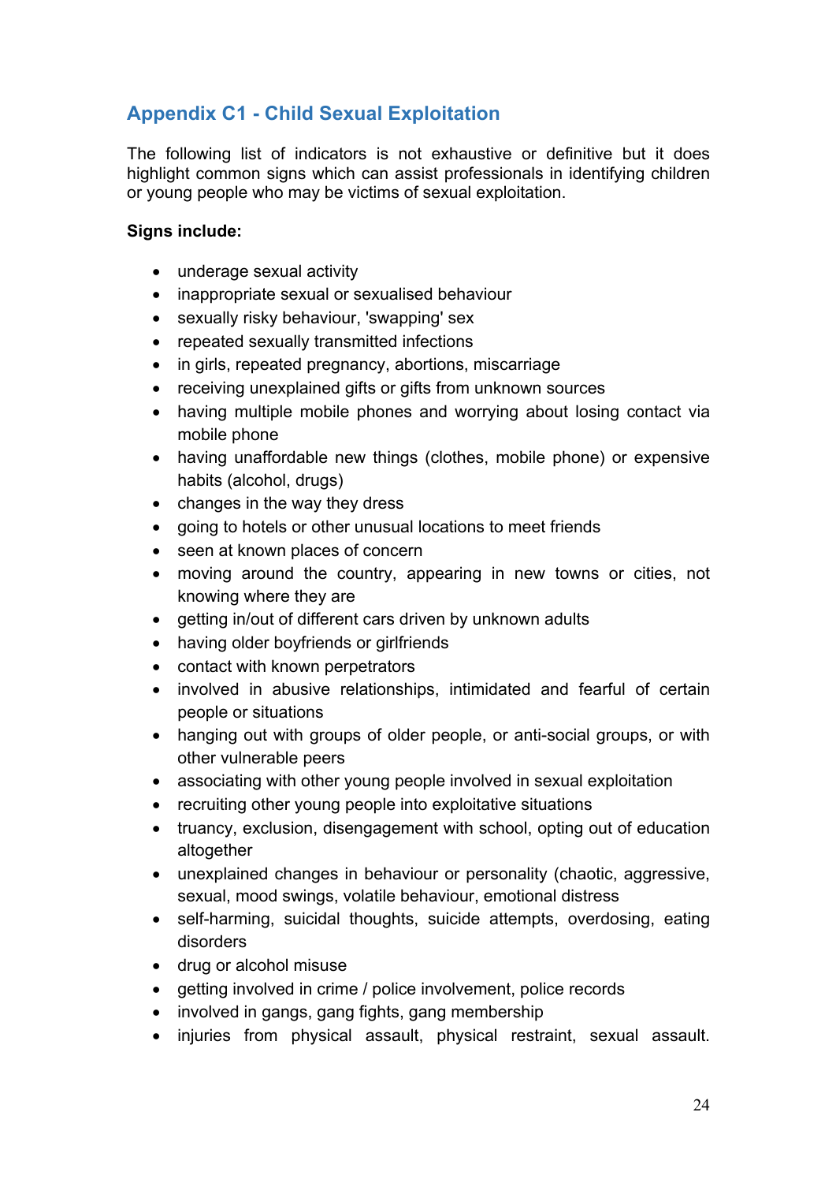## Appendix C1 - Child Sexual Exploitation

The following list of indicators is not exhaustive or definitive but it does highlight common signs which can assist professionals in identifying children or young people who may be victims of sexual exploitation.

**Signs include:**

- underage sexual activity
- inappropriate sexual or sexualised behaviour
- sexually risky behaviour, 'swapping' sex
- repeated sexually transmitted infections
- in girls, repeated pregnancy, abortions, miscarriage
- receiving unexplained gifts or gifts from unknown sources
- having multiple mobile phones and worrying about losing contact via mobile phone
- having unaffordable new things (clothes, mobile phone) or expensive habits (alcohol, drugs)
- changes in the way they dress
- going to hotels or other unusual locations to meet friends
- seen at known places of concern
- moving around the country, appearing in new towns or cities, not knowing where they are
- getting in/out of different cars driven by unknown adults
- having older boyfriends or girlfriends
- contact with known perpetrators
- involved in abusive relationships, intimidated and fearful of certain people or situations
- hanging out with groups of older people, or anti-social groups, or with other vulnerable peers
- associating with other young people involved in sexual exploitation
- recruiting other young people into exploitative situations
- truancy, exclusion, disengagement with school, opting out of education altogether
- unexplained changes in behaviour or personality (chaotic, aggressive, sexual, mood swings, volatile behaviour, emotional distress
- self-harming, suicidal thoughts, suicide attempts, overdosing, eating disorders
- drug or alcohol misuse
- getting involved in crime / police involvement, police records
- involved in gangs, gang fights, gang membership
- injuries from physical assault, physical restraint, sexual assault.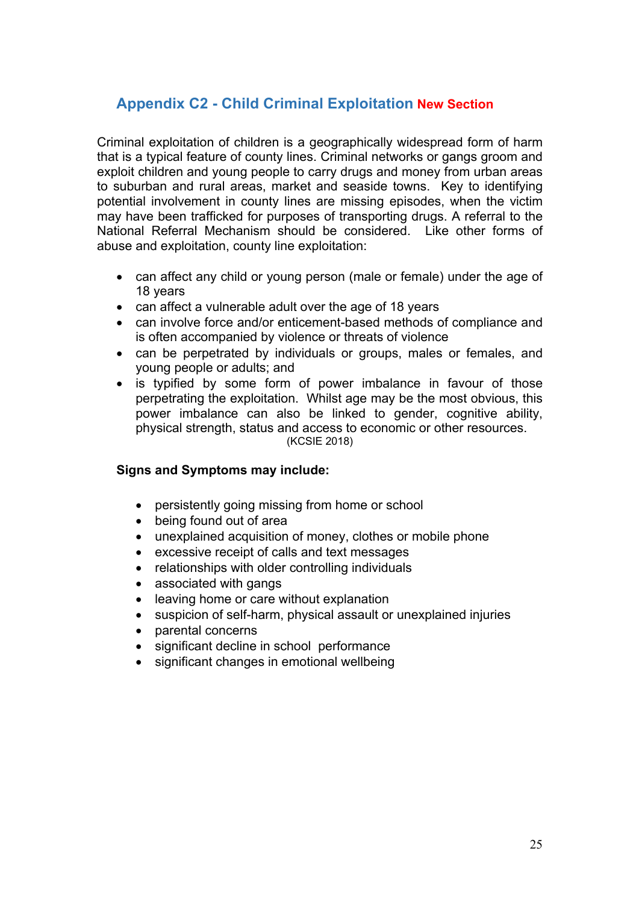## Appendix C2 - Child Criminal Exploitation New Section

Criminal exploitation of children is a geographically widespread form of harm that is a typical feature of county lines. Criminal networks or gangs groom and exploit children and young people to carry drugs and money from urban areas to suburban and rural areas, market and seaside towns. Key to identifying potential involvement in county lines are missing episodes, when the victim may have been trafficked for purposes of transporting drugs. A referral to the National Referral Mechanism should be considered. Like other forms of abuse and exploitation, county line exploitation:

- can affect any child or young person (male or female) under the age of 18 years
- can affect a vulnerable adult over the age of 18 years
- can involve force and/or enticement-based methods of compliance and is often accompanied by violence or threats of violence
- can be perpetrated by individuals or groups, males or females, and young people or adults; and
- is typified by some form of power imbalance in favour of those perpetrating the exploitation. Whilst age may be the most obvious, this power imbalance can also be linked to gender, cognitive ability, physical strength, status and access to economic or other resources.

(KCSIE 2018)

**Signs and Symptoms may include:**

- persistently going missing from home or school
- being found out of area
- unexplained acquisition of money, clothes or mobile phone
- excessive receipt of calls and text messages
- relationships with older controlling individuals
- associated with gangs
- leaving home or care without explanation
- suspicion of self-harm, physical assault or unexplained injuries
- parental concerns
- significant decline in school performance
- significant changes in emotional wellbeing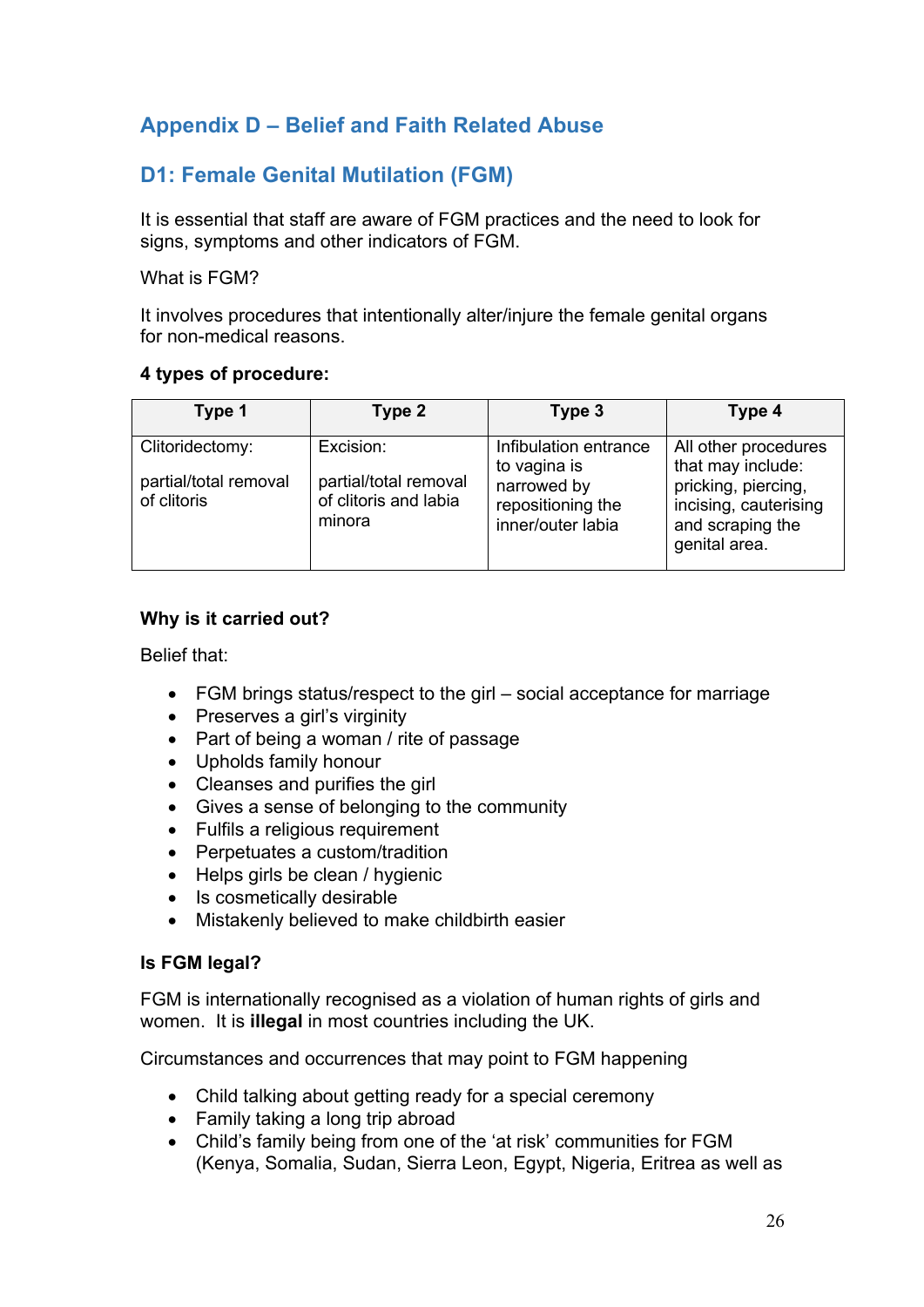## Appendix D – Belief and Faith Related Abuse

## D1: Female Genital Mutilation (FGM)

It is essential that staff are aware of FGM practices and the need to look for signs, symptoms and other indicators of FGM.

What is FGM?

It involves procedures that intentionally alter/injure the female genital organs for non-medical reasons.

**4 types of procedure:**

| Type 1 | Type 2 | Type 3 | Type 4 |
|---|---|---|---|
| Clitoridectomy:<br><br>partial/total removal of clitoris | Excision:<br><br>partial/total removal of clitoris and labia minora | Infibulation entrance to vagina is narrowed by repositioning the inner/outer labia | All other procedures that may include: pricking, piercing, incising, cauterising and scraping the genital area. |

**Why is it carried out?**

Belief that:

- FGM brings status/respect to the girl – social acceptance for marriage
- Preserves a girl's virginity
- Part of being a woman / rite of passage
- Upholds family honour
- Cleanses and purifies the girl
- Gives a sense of belonging to the community
- Fulfils a religious requirement
- Perpetuates a custom/tradition
- Helps girls be clean / hygienic
- Is cosmetically desirable
- Mistakenly believed to make childbirth easier

**Is FGM legal?**

FGM is internationally recognised as a violation of human rights of girls and women. It is **illegal** in most countries including the UK.

Circumstances and occurrences that may point to FGM happening

- Child talking about getting ready for a special ceremony
- Family taking a long trip abroad
- Child's family being from one of the 'at risk' communities for FGM (Kenya, Somalia, Sudan, Sierra Leon, Egypt, Nigeria, Eritrea as well as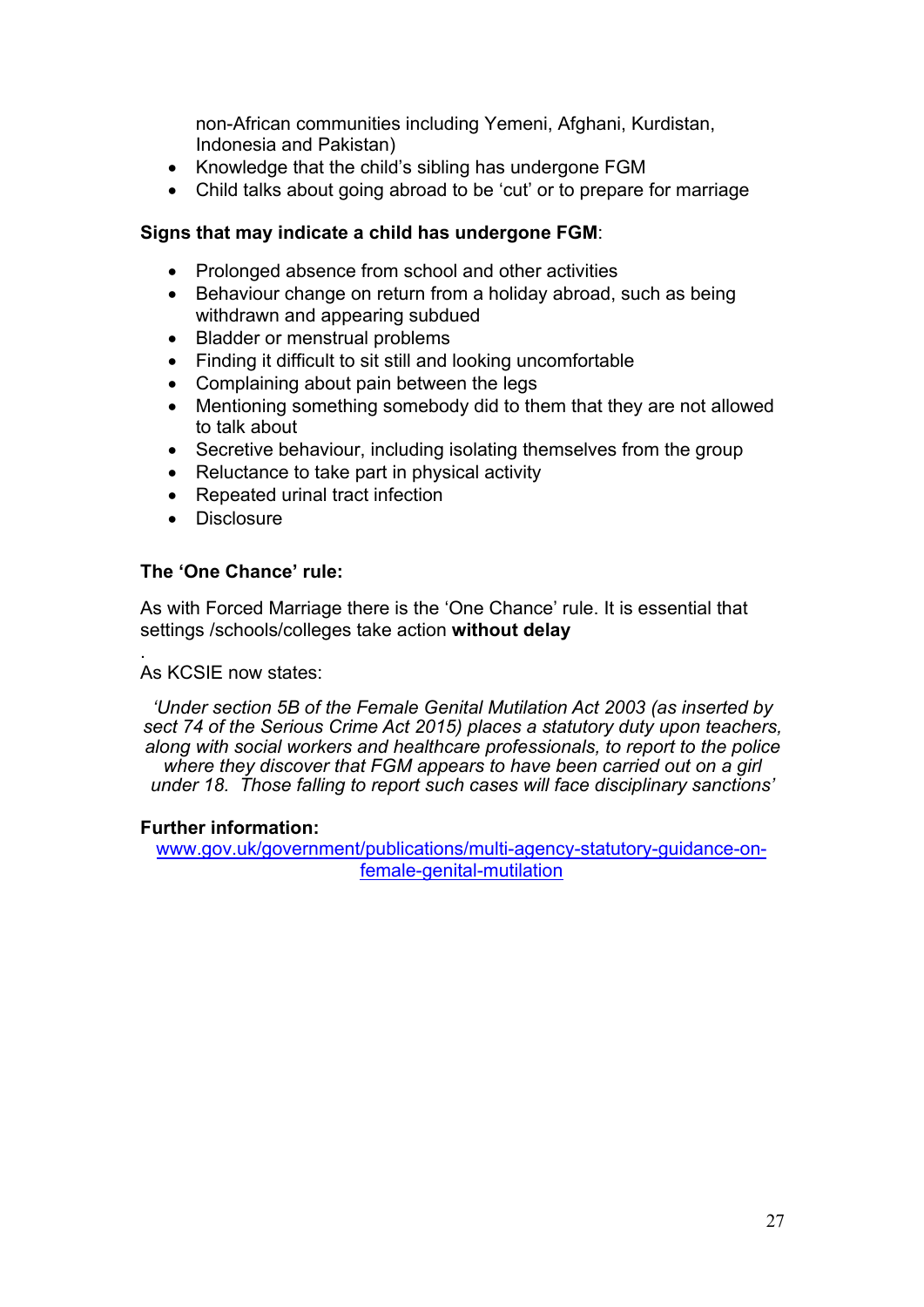non-African communities including Yemeni, Afghani, Kurdistan, Indonesia and Pakistan)

- Knowledge that the child's sibling has undergone FGM
- Child talks about going abroad to be 'cut' or to prepare for marriage

**Signs that may indicate a child has undergone FGM**:

- Prolonged absence from school and other activities
- Behaviour change on return from a holiday abroad, such as being withdrawn and appearing subdued
- Bladder or menstrual problems
- Finding it difficult to sit still and looking uncomfortable
- Complaining about pain between the legs
- Mentioning something somebody did to them that they are not allowed to talk about
- Secretive behaviour, including isolating themselves from the group
- Reluctance to take part in physical activity
- Repeated urinal tract infection
- Disclosure

**The 'One Chance' rule:**

As with Forced Marriage there is the 'One Chance' rule. It is essential that settings /schools/colleges take action **without delay**

.

As KCSIE now states:

*'Under section 5B of the Female Genital Mutilation Act 2003 (as inserted by sect 74 of the Serious Crime Act 2015) places a statutory duty upon teachers, along with social workers and healthcare professionals, to report to the police where they discover that FGM appears to have been carried out on a girl under 18. Those falling to report such cases will face disciplinary sanctions'*

**Further information:**

www.gov.uk/government/publications/multi-agency-statutory-guidance-on-female-genital-mutilation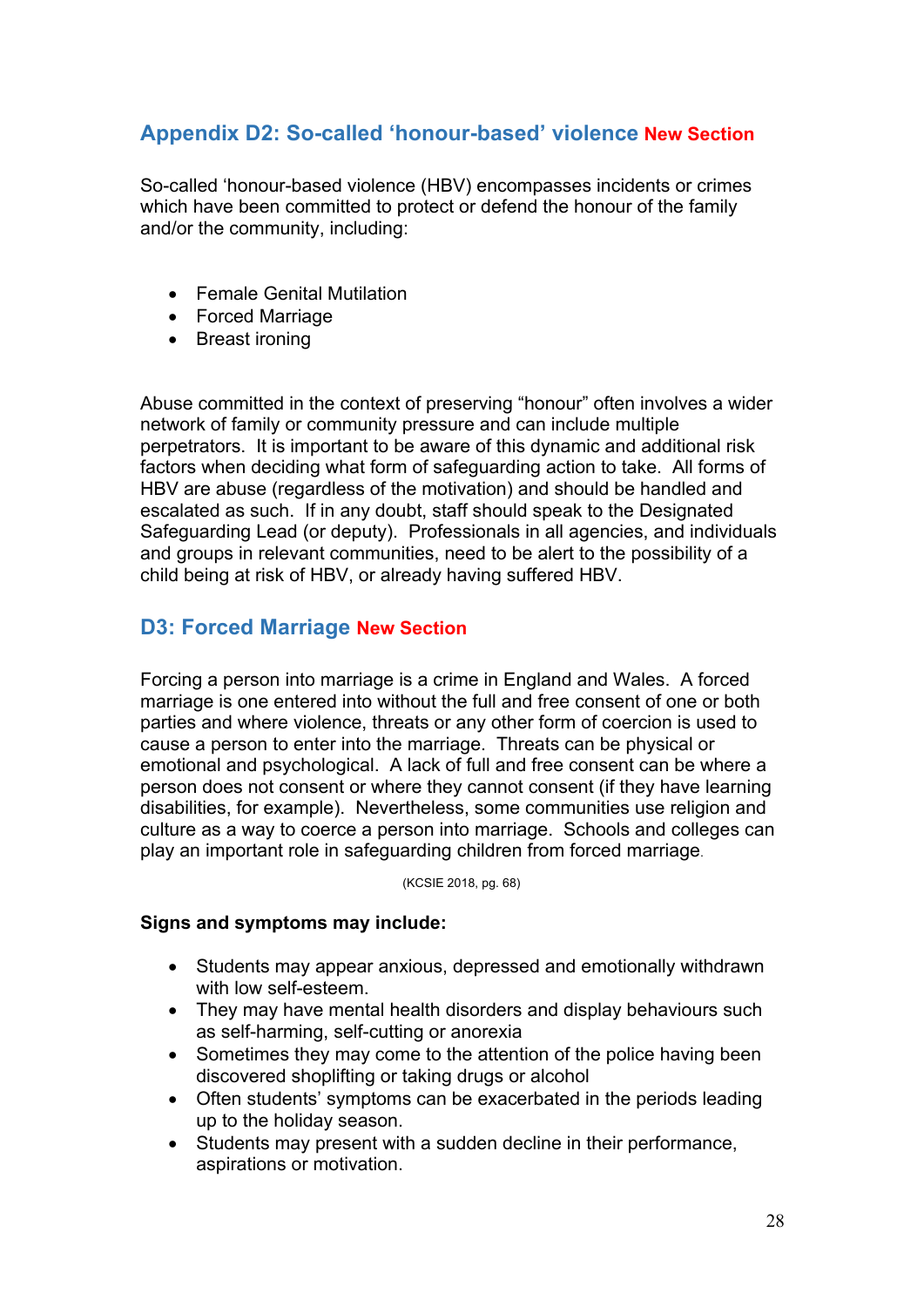## Appendix D2: So-called 'honour-based' violence New Section

So-called 'honour-based violence (HBV) encompasses incidents or crimes which have been committed to protect or defend the honour of the family and/or the community, including:

- Female Genital Mutilation
- Forced Marriage
- Breast ironing

Abuse committed in the context of preserving "honour" often involves a wider network of family or community pressure and can include multiple perpetrators. It is important to be aware of this dynamic and additional risk factors when deciding what form of safeguarding action to take. All forms of HBV are abuse (regardless of the motivation) and should be handled and escalated as such. If in any doubt, staff should speak to the Designated Safeguarding Lead (or deputy). Professionals in all agencies, and individuals and groups in relevant communities, need to be alert to the possibility of a child being at risk of HBV, or already having suffered HBV.

## D3: Forced Marriage New Section

Forcing a person into marriage is a crime in England and Wales. A forced marriage is one entered into without the full and free consent of one or both parties and where violence, threats or any other form of coercion is used to cause a person to enter into the marriage. Threats can be physical or emotional and psychological. A lack of full and free consent can be where a person does not consent or where they cannot consent (if they have learning disabilities, for example). Nevertheless, some communities use religion and culture as a way to coerce a person into marriage. Schools and colleges can play an important role in safeguarding children from forced marriage.

(KCSIE 2018, pg. 68)

**Signs and symptoms may include:**

- Students may appear anxious, depressed and emotionally withdrawn with low self-esteem.
- They may have mental health disorders and display behaviours such as self-harming, self-cutting or anorexia
- Sometimes they may come to the attention of the police having been discovered shoplifting or taking drugs or alcohol
- Often students' symptoms can be exacerbated in the periods leading up to the holiday season.
- Students may present with a sudden decline in their performance, aspirations or motivation.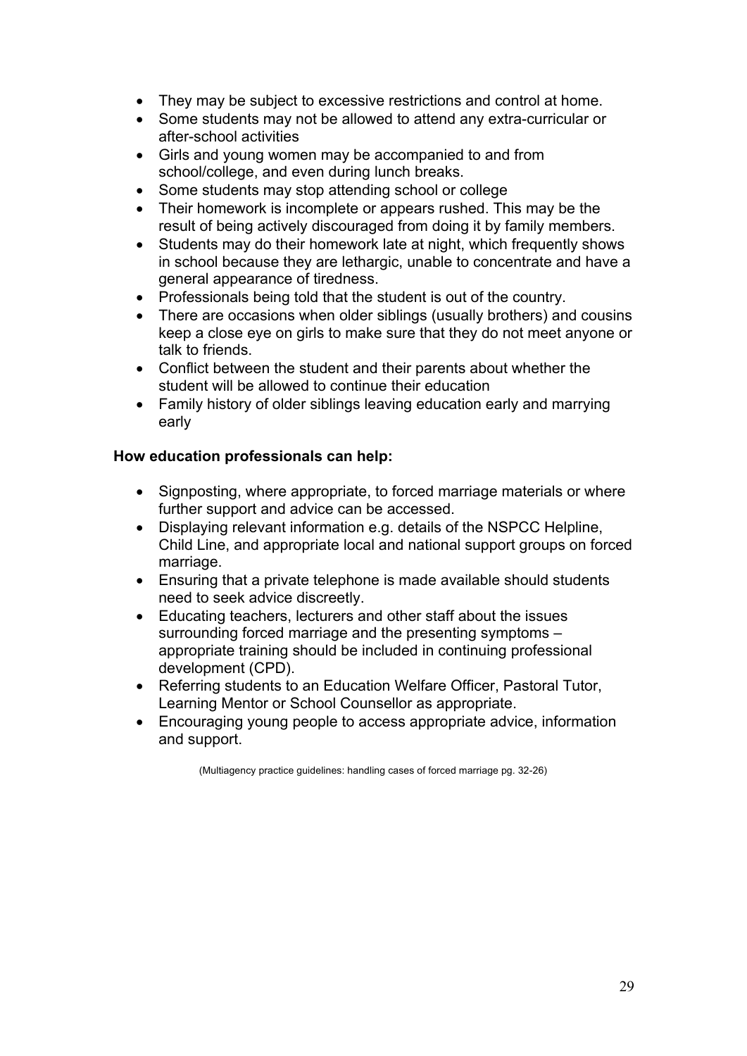- They may be subject to excessive restrictions and control at home.
- Some students may not be allowed to attend any extra-curricular or after-school activities
- Girls and young women may be accompanied to and from school/college, and even during lunch breaks.
- Some students may stop attending school or college
- Their homework is incomplete or appears rushed. This may be the result of being actively discouraged from doing it by family members.
- Students may do their homework late at night, which frequently shows in school because they are lethargic, unable to concentrate and have a general appearance of tiredness.
- Professionals being told that the student is out of the country.
- There are occasions when older siblings (usually brothers) and cousins keep a close eye on girls to make sure that they do not meet anyone or talk to friends.
- Conflict between the student and their parents about whether the student will be allowed to continue their education
- Family history of older siblings leaving education early and marrying early

**How education professionals can help:**

- Signposting, where appropriate, to forced marriage materials or where further support and advice can be accessed.
- Displaying relevant information e.g. details of the NSPCC Helpline, Child Line, and appropriate local and national support groups on forced marriage.
- Ensuring that a private telephone is made available should students need to seek advice discreetly.
- Educating teachers, lecturers and other staff about the issues surrounding forced marriage and the presenting symptoms – appropriate training should be included in continuing professional development (CPD).
- Referring students to an Education Welfare Officer, Pastoral Tutor, Learning Mentor or School Counsellor as appropriate.
- Encouraging young people to access appropriate advice, information and support.

(Multiagency practice guidelines: handling cases of forced marriage pg. 32-26)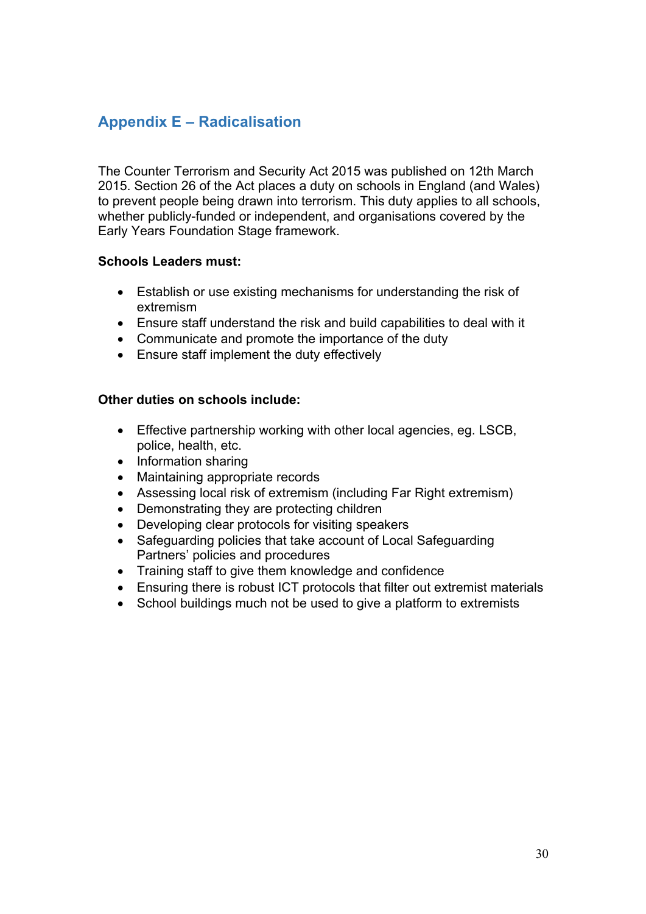## Appendix E – Radicalisation

The Counter Terrorism and Security Act 2015 was published on 12th March 2015. Section 26 of the Act places a duty on schools in England (and Wales) to prevent people being drawn into terrorism. This duty applies to all schools, whether publicly-funded or independent, and organisations covered by the Early Years Foundation Stage framework.

**Schools Leaders must:**

- Establish or use existing mechanisms for understanding the risk of extremism
- Ensure staff understand the risk and build capabilities to deal with it
- Communicate and promote the importance of the duty
- Ensure staff implement the duty effectively

**Other duties on schools include:**

- Effective partnership working with other local agencies, eg. LSCB, police, health, etc.
- Information sharing
- Maintaining appropriate records
- Assessing local risk of extremism (including Far Right extremism)
- Demonstrating they are protecting children
- Developing clear protocols for visiting speakers
- Safeguarding policies that take account of Local Safeguarding Partners' policies and procedures
- Training staff to give them knowledge and confidence
- Ensuring there is robust ICT protocols that filter out extremist materials
- School buildings much not be used to give a platform to extremists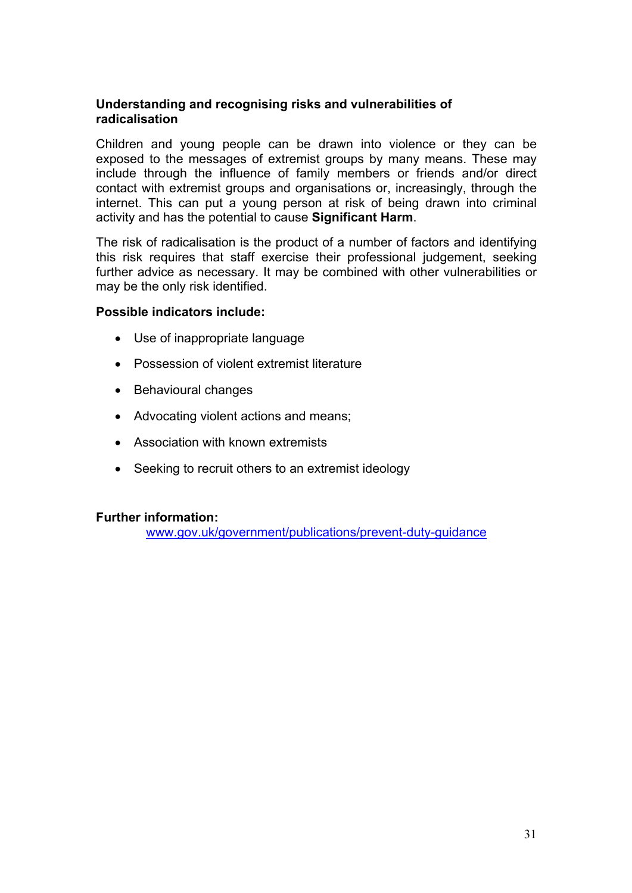**Understanding and recognising risks and vulnerabilities of radicalisation**

Children and young people can be drawn into violence or they can be exposed to the messages of extremist groups by many means. These may include through the influence of family members or friends and/or direct contact with extremist groups and organisations or, increasingly, through the internet. This can put a young person at risk of being drawn into criminal activity and has the potential to cause **Significant Harm**.

The risk of radicalisation is the product of a number of factors and identifying this risk requires that staff exercise their professional judgement, seeking further advice as necessary. It may be combined with other vulnerabilities or may be the only risk identified.

**Possible indicators include:**

- Use of inappropriate language
- Possession of violent extremist literature
- Behavioural changes
- Advocating violent actions and means;
- Association with known extremists
- Seeking to recruit others to an extremist ideology

**Further information:**

[www.gov.uk/government/publications/prevent-duty-guidance](www.gov.uk/government/publications/prevent-duty-guidance)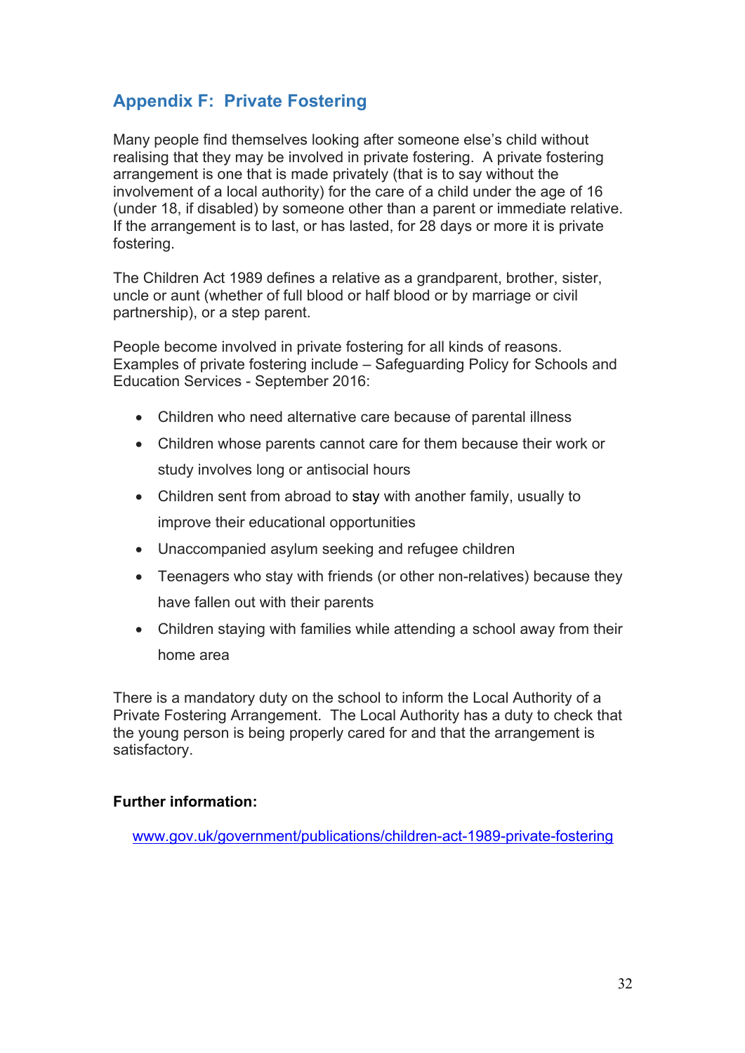## Appendix F: Private Fostering

Many people find themselves looking after someone else's child without realising that they may be involved in private fostering. A private fostering arrangement is one that is made privately (that is to say without the involvement of a local authority) for the care of a child under the age of 16 (under 18, if disabled) by someone other than a parent or immediate relative. If the arrangement is to last, or has lasted, for 28 days or more it is private fostering.

The Children Act 1989 defines a relative as a grandparent, brother, sister, uncle or aunt (whether of full blood or half blood or by marriage or civil partnership), or a step parent.

People become involved in private fostering for all kinds of reasons. Examples of private fostering include – Safeguarding Policy for Schools and Education Services - September 2016:

- Children who need alternative care because of parental illness
- Children whose parents cannot care for them because their work or study involves long or antisocial hours
- Children sent from abroad to stay with another family, usually to improve their educational opportunities
- Unaccompanied asylum seeking and refugee children
- Teenagers who stay with friends (or other non-relatives) because they have fallen out with their parents
- Children staying with families while attending a school away from their home area

There is a mandatory duty on the school to inform the Local Authority of a Private Fostering Arrangement. The Local Authority has a duty to check that the young person is being properly cared for and that the arrangement is satisfactory.

**Further information:**

www.gov.uk/government/publications/children-act-1989-private-fostering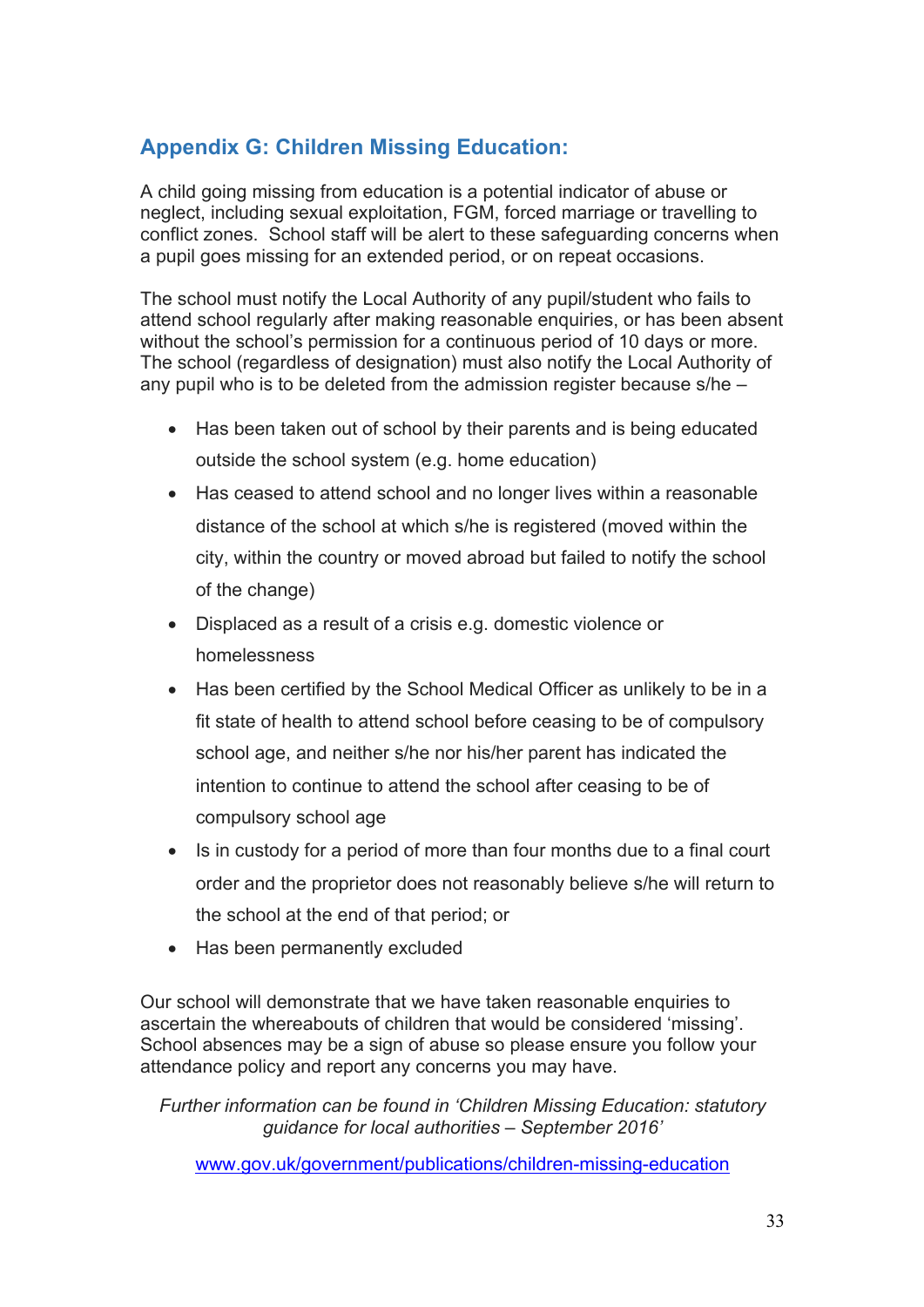## Appendix G: Children Missing Education:

A child going missing from education is a potential indicator of abuse or neglect, including sexual exploitation, FGM, forced marriage or travelling to conflict zones. School staff will be alert to these safeguarding concerns when a pupil goes missing for an extended period, or on repeat occasions.

The school must notify the Local Authority of any pupil/student who fails to attend school regularly after making reasonable enquiries, or has been absent without the school's permission for a continuous period of 10 days or more. The school (regardless of designation) must also notify the Local Authority of any pupil who is to be deleted from the admission register because s/he –

- Has been taken out of school by their parents and is being educated outside the school system (e.g. home education)
- Has ceased to attend school and no longer lives within a reasonable distance of the school at which s/he is registered (moved within the city, within the country or moved abroad but failed to notify the school of the change)
- Displaced as a result of a crisis e.g. domestic violence or homelessness
- Has been certified by the School Medical Officer as unlikely to be in a fit state of health to attend school before ceasing to be of compulsory school age, and neither s/he nor his/her parent has indicated the intention to continue to attend the school after ceasing to be of compulsory school age
- Is in custody for a period of more than four months due to a final court order and the proprietor does not reasonably believe s/he will return to the school at the end of that period; or
- Has been permanently excluded

Our school will demonstrate that we have taken reasonable enquiries to ascertain the whereabouts of children that would be considered 'missing'. School absences may be a sign of abuse so please ensure you follow your attendance policy and report any concerns you may have.

*Further information can be found in 'Children Missing Education: statutory guidance for local authorities – September 2016'*

www.gov.uk/government/publications/children-missing-education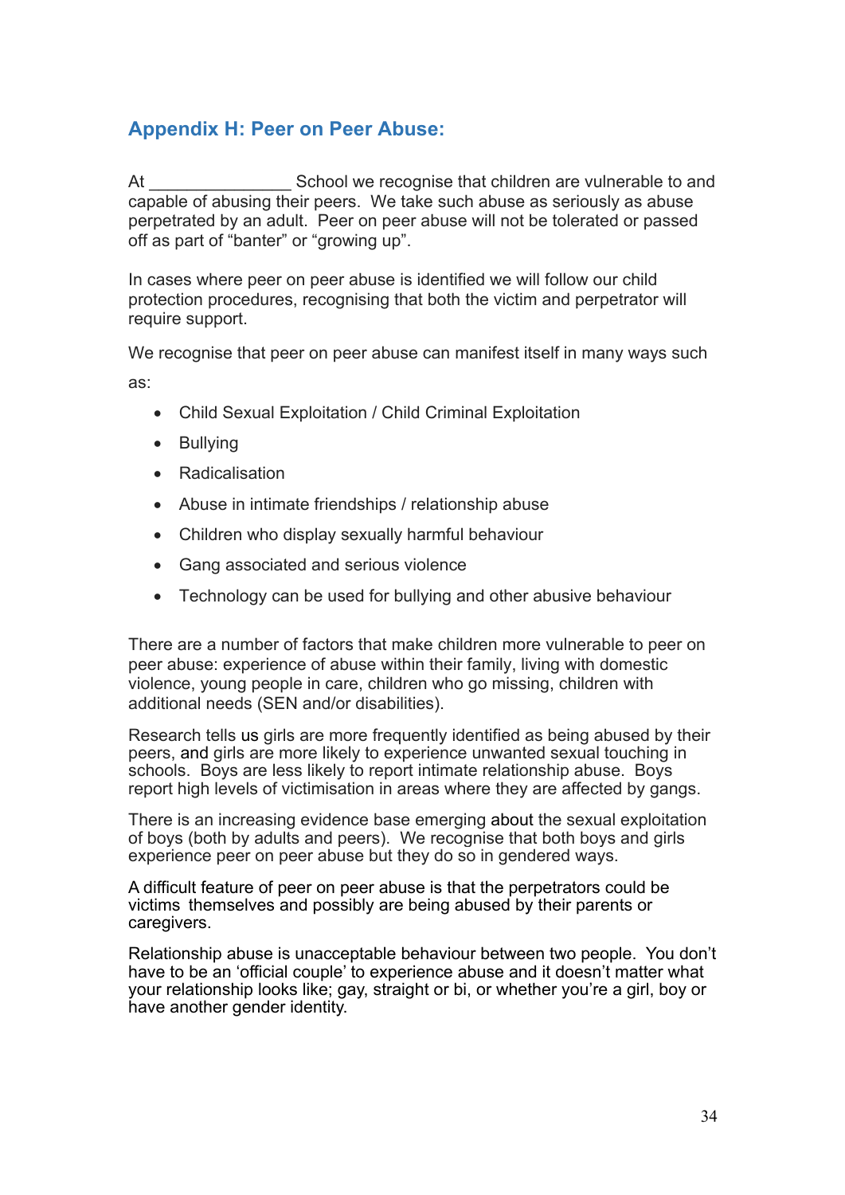## Appendix H: Peer on Peer Abuse:

At _______________ School we recognise that children are vulnerable to and capable of abusing their peers. We take such abuse as seriously as abuse perpetrated by an adult. Peer on peer abuse will not be tolerated or passed off as part of "banter" or "growing up".

In cases where peer on peer abuse is identified we will follow our child protection procedures, recognising that both the victim and perpetrator will require support.

We recognise that peer on peer abuse can manifest itself in many ways such as:

- Child Sexual Exploitation / Child Criminal Exploitation
- Bullying
- Radicalisation
- Abuse in intimate friendships / relationship abuse
- Children who display sexually harmful behaviour
- Gang associated and serious violence
- Technology can be used for bullying and other abusive behaviour

There are a number of factors that make children more vulnerable to peer on peer abuse: experience of abuse within their family, living with domestic violence, young people in care, children who go missing, children with additional needs (SEN and/or disabilities).

Research tells us girls are more frequently identified as being abused by their peers, and girls are more likely to experience unwanted sexual touching in schools. Boys are less likely to report intimate relationship abuse. Boys report high levels of victimisation in areas where they are affected by gangs.

There is an increasing evidence base emerging about the sexual exploitation of boys (both by adults and peers). We recognise that both boys and girls experience peer on peer abuse but they do so in gendered ways.

A difficult feature of peer on peer abuse is that the perpetrators could be victims themselves and possibly are being abused by their parents or caregivers.

Relationship abuse is unacceptable behaviour between two people. You don't have to be an 'official couple' to experience abuse and it doesn't matter what your relationship looks like; gay, straight or bi, or whether you're a girl, boy or have another gender identity.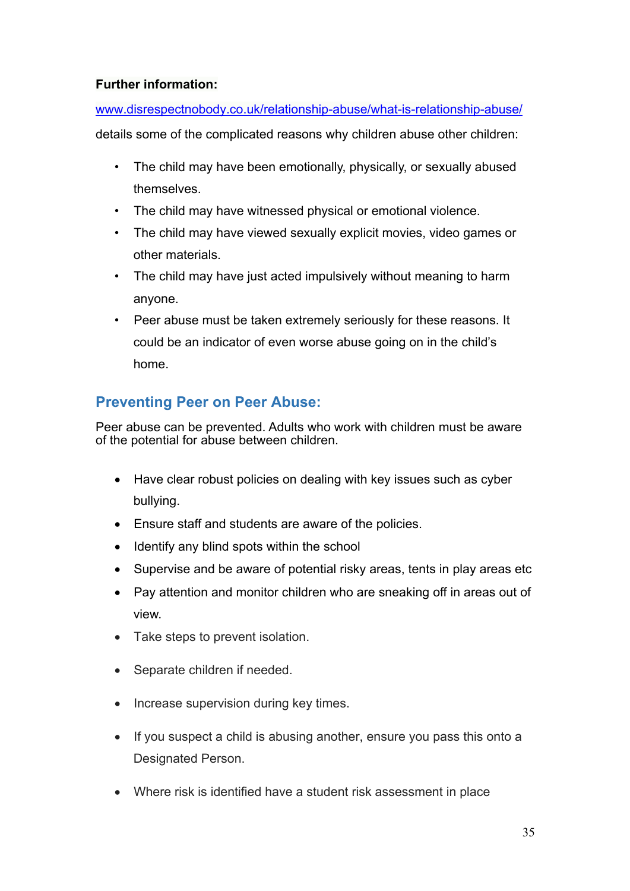**Further information:**

[www.disrespectnobody.co.uk/relationship-abuse/what-is-relationship-abuse/](www.disrespectnobody.co.uk/relationship-abuse/what-is-relationship-abuse/)

details some of the complicated reasons why children abuse other children:

- The child may have been emotionally, physically, or sexually abused themselves.
- The child may have witnessed physical or emotional violence.
- The child may have viewed sexually explicit movies, video games or other materials.
- The child may have just acted impulsively without meaning to harm anyone.
- Peer abuse must be taken extremely seriously for these reasons. It could be an indicator of even worse abuse going on in the child's home.

## Preventing Peer on Peer Abuse:

Peer abuse can be prevented. Adults who work with children must be aware of the potential for abuse between children.

- Have clear robust policies on dealing with key issues such as cyber bullying.
- Ensure staff and students are aware of the policies.
- Identify any blind spots within the school
- Supervise and be aware of potential risky areas, tents in play areas etc
- Pay attention and monitor children who are sneaking off in areas out of view.
- Take steps to prevent isolation.
- Separate children if needed.
- Increase supervision during key times.
- If you suspect a child is abusing another, ensure you pass this onto a Designated Person.
- Where risk is identified have a student risk assessment in place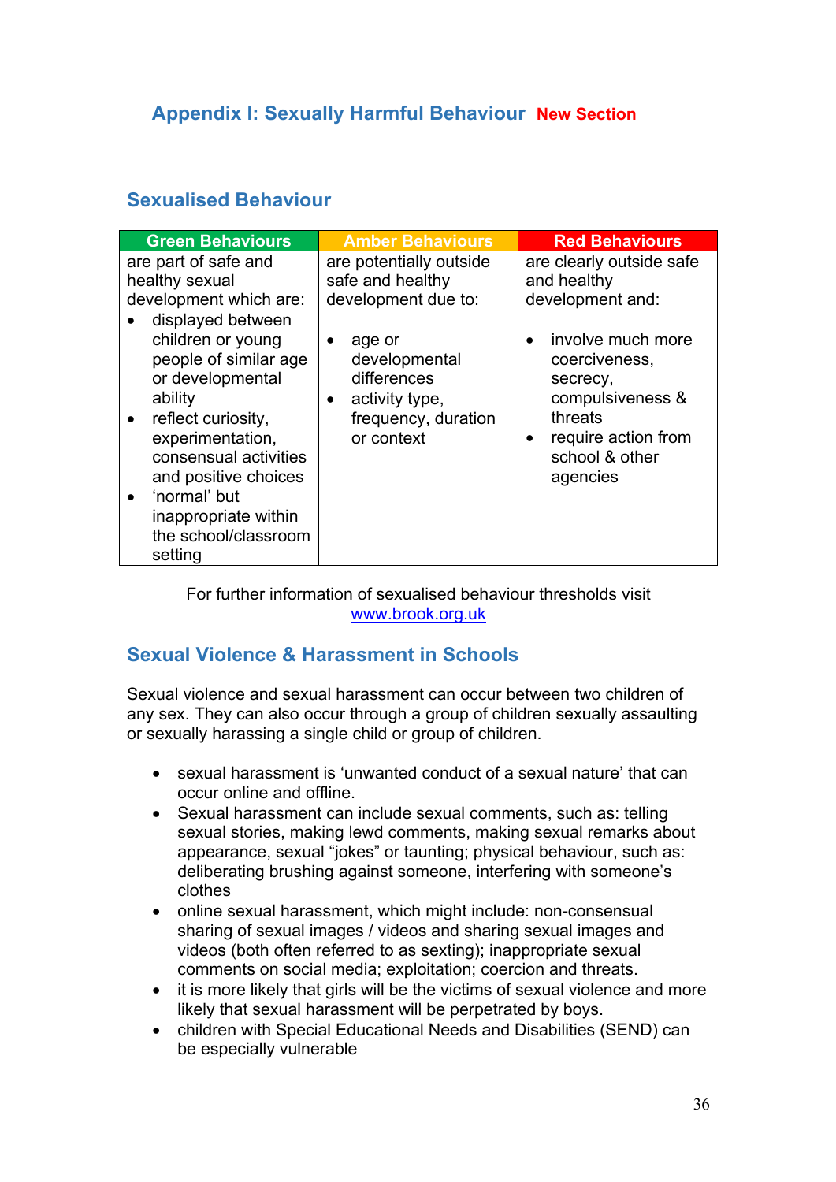## Appendix I: Sexually Harmful Behaviour **New Section**

### Sexualised Behaviour

| Green Behaviours | Amber Behaviours | Red Behaviours |
|---|---|---|
| are part of safe and healthy sexual development which are:<br>• displayed between children or young people of similar age or developmental ability<br>• reflect curiosity, experimentation, consensual activities and positive choices<br>• 'normal' but inappropriate within the school/classroom setting | are potentially outside safe and healthy development due to:<br>• age or developmental differences<br>• activity type, frequency, duration or context | are clearly outside safe and healthy development and:<br>• involve much more coerciveness, secrecy, compulsiveness & threats<br>• require action from school & other agencies |

For further information of sexualised behaviour thresholds visit [www.brook.org.uk](http://www.brook.org.uk)

### Sexual Violence & Harassment in Schools

Sexual violence and sexual harassment can occur between two children of any sex. They can also occur through a group of children sexually assaulting or sexually harassing a single child or group of children.

- sexual harassment is 'unwanted conduct of a sexual nature' that can occur online and offline.
- Sexual harassment can include sexual comments, such as: telling sexual stories, making lewd comments, making sexual remarks about appearance, sexual "jokes" or taunting; physical behaviour, such as: deliberating brushing against someone, interfering with someone's clothes
- online sexual harassment, which might include: non-consensual sharing of sexual images / videos and sharing sexual images and videos (both often referred to as sexting); inappropriate sexual comments on social media; exploitation; coercion and threats.
- it is more likely that girls will be the victims of sexual violence and more likely that sexual harassment will be perpetrated by boys.
- children with Special Educational Needs and Disabilities (SEND) can be especially vulnerable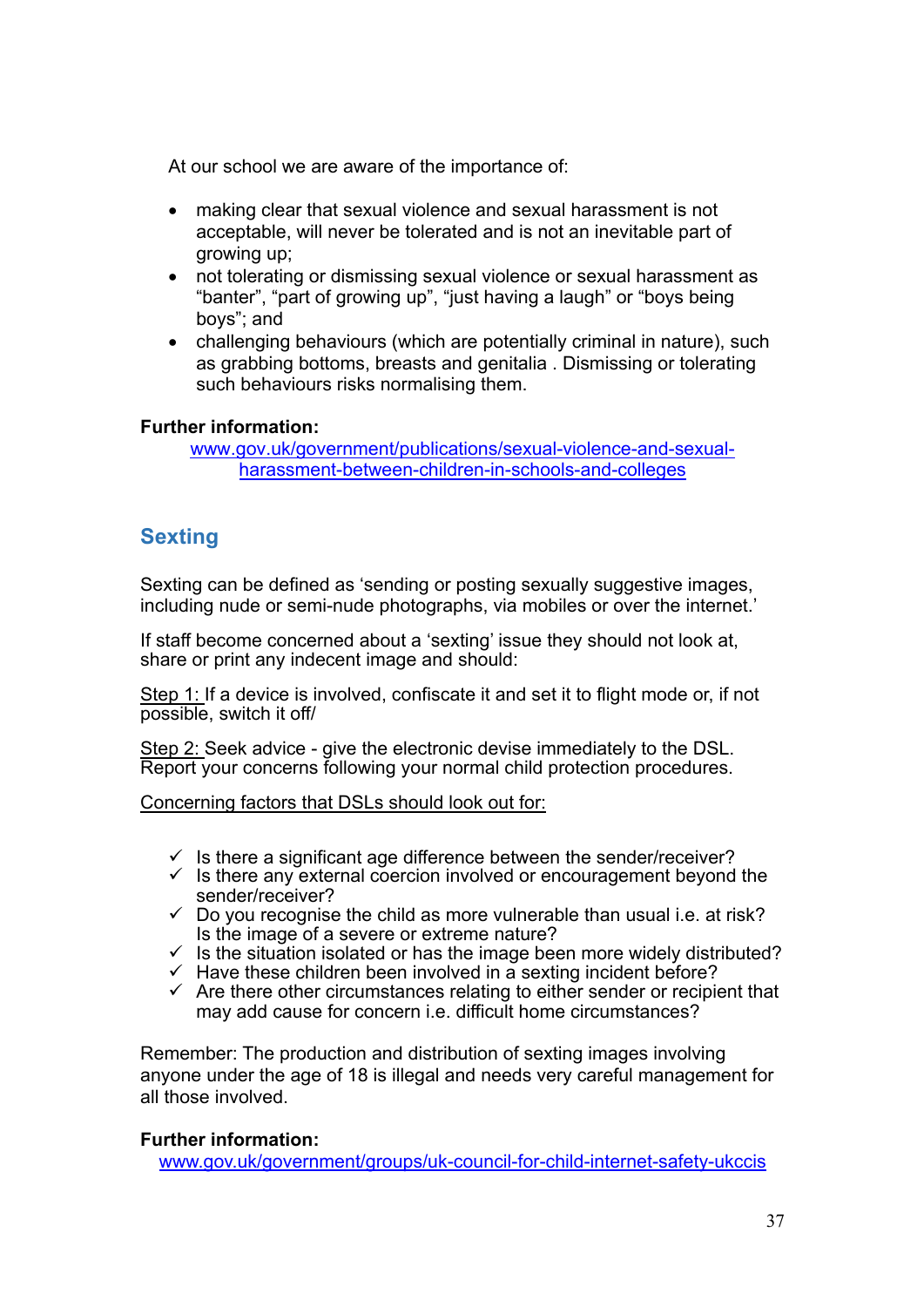At our school we are aware of the importance of:

- making clear that sexual violence and sexual harassment is not acceptable, will never be tolerated and is not an inevitable part of growing up;
- not tolerating or dismissing sexual violence or sexual harassment as "banter", "part of growing up", "just having a laugh" or "boys being boys"; and
- challenging behaviours (which are potentially criminal in nature), such as grabbing bottoms, breasts and genitalia . Dismissing or tolerating such behaviours risks normalising them.

**Further information:**
www.gov.uk/government/publications/sexual-violence-and-sexual-harassment-between-children-in-schools-and-colleges

## Sexting

Sexting can be defined as 'sending or posting sexually suggestive images, including nude or semi-nude photographs, via mobiles or over the internet.'

If staff become concerned about a 'sexting' issue they should not look at, share or print any indecent image and should:

Step 1: If a device is involved, confiscate it and set it to flight mode or, if not possible, switch it off/

Step 2: Seek advice - give the electronic devise immediately to the DSL. Report your concerns following your normal child protection procedures.

Concerning factors that DSLs should look out for:

- ✓ Is there a significant age difference between the sender/receiver?
- ✓ Is there any external coercion involved or encouragement beyond the sender/receiver?
- ✓ Do you recognise the child as more vulnerable than usual i.e. at risk? Is the image of a severe or extreme nature?
- ✓ Is the situation isolated or has the image been more widely distributed?
- ✓ Have these children been involved in a sexting incident before?
- ✓ Are there other circumstances relating to either sender or recipient that may add cause for concern i.e. difficult home circumstances?

Remember: The production and distribution of sexting images involving anyone under the age of 18 is illegal and needs very careful management for all those involved.

**Further information:**
www.gov.uk/government/groups/uk-council-for-child-internet-safety-ukccis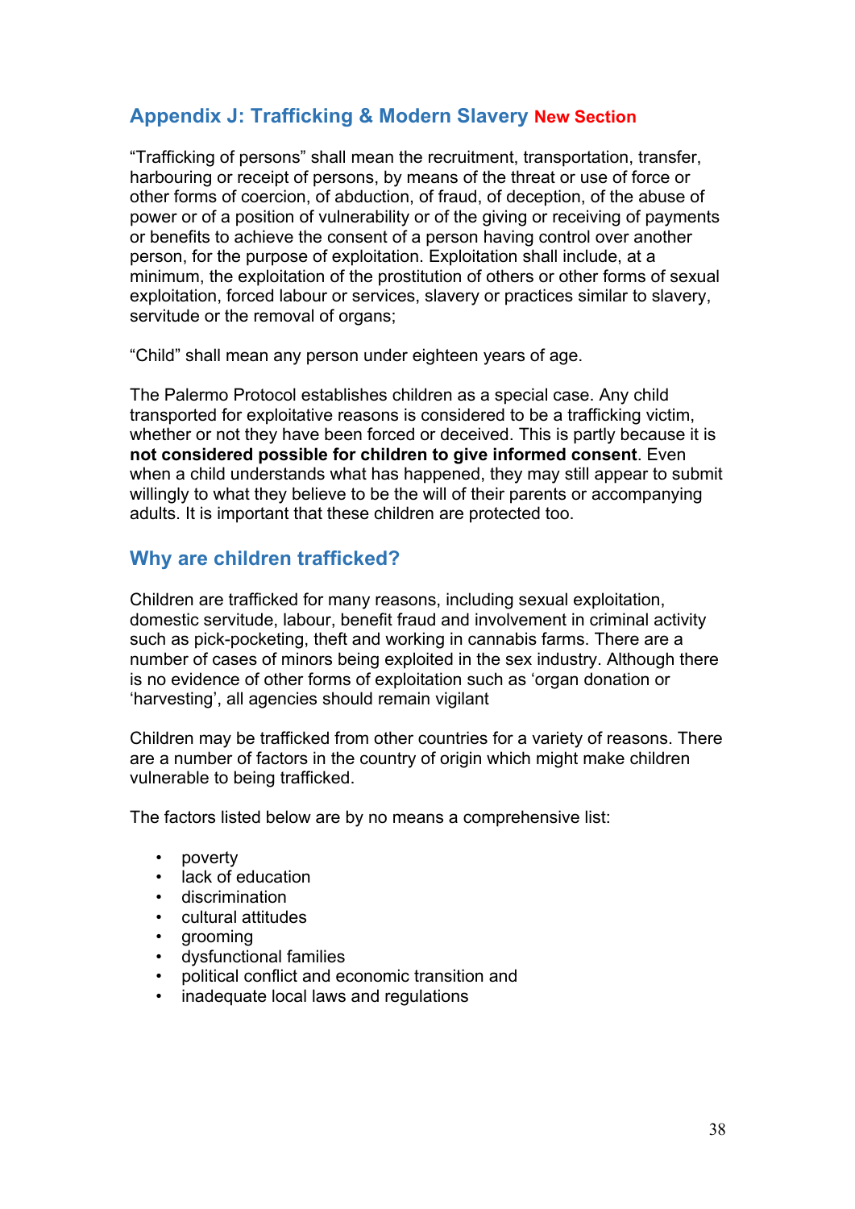## Appendix J: Trafficking & Modern Slavery New Section

“Trafficking of persons” shall mean the recruitment, transportation, transfer, harbouring or receipt of persons, by means of the threat or use of force or other forms of coercion, of abduction, of fraud, of deception, of the abuse of power or of a position of vulnerability or of the giving or receiving of payments or benefits to achieve the consent of a person having control over another person, for the purpose of exploitation. Exploitation shall include, at a minimum, the exploitation of the prostitution of others or other forms of sexual exploitation, forced labour or services, slavery or practices similar to slavery, servitude or the removal of organs;

“Child” shall mean any person under eighteen years of age.

The Palermo Protocol establishes children as a special case. Any child transported for exploitative reasons is considered to be a trafficking victim, whether or not they have been forced or deceived. This is partly because it is **not considered possible for children to give informed consent**. Even when a child understands what has happened, they may still appear to submit willingly to what they believe to be the will of their parents or accompanying adults. It is important that these children are protected too.

## Why are children trafficked?

Children are trafficked for many reasons, including sexual exploitation, domestic servitude, labour, benefit fraud and involvement in criminal activity such as pick-pocketing, theft and working in cannabis farms. There are a number of cases of minors being exploited in the sex industry. Although there is no evidence of other forms of exploitation such as ‘organ donation or ‘harvesting’, all agencies should remain vigilant

Children may be trafficked from other countries for a variety of reasons. There are a number of factors in the country of origin which might make children vulnerable to being trafficked.

The factors listed below are by no means a comprehensive list:

- poverty
- lack of education
- discrimination
- cultural attitudes
- grooming
- dysfunctional families
- political conflict and economic transition and
- inadequate local laws and regulations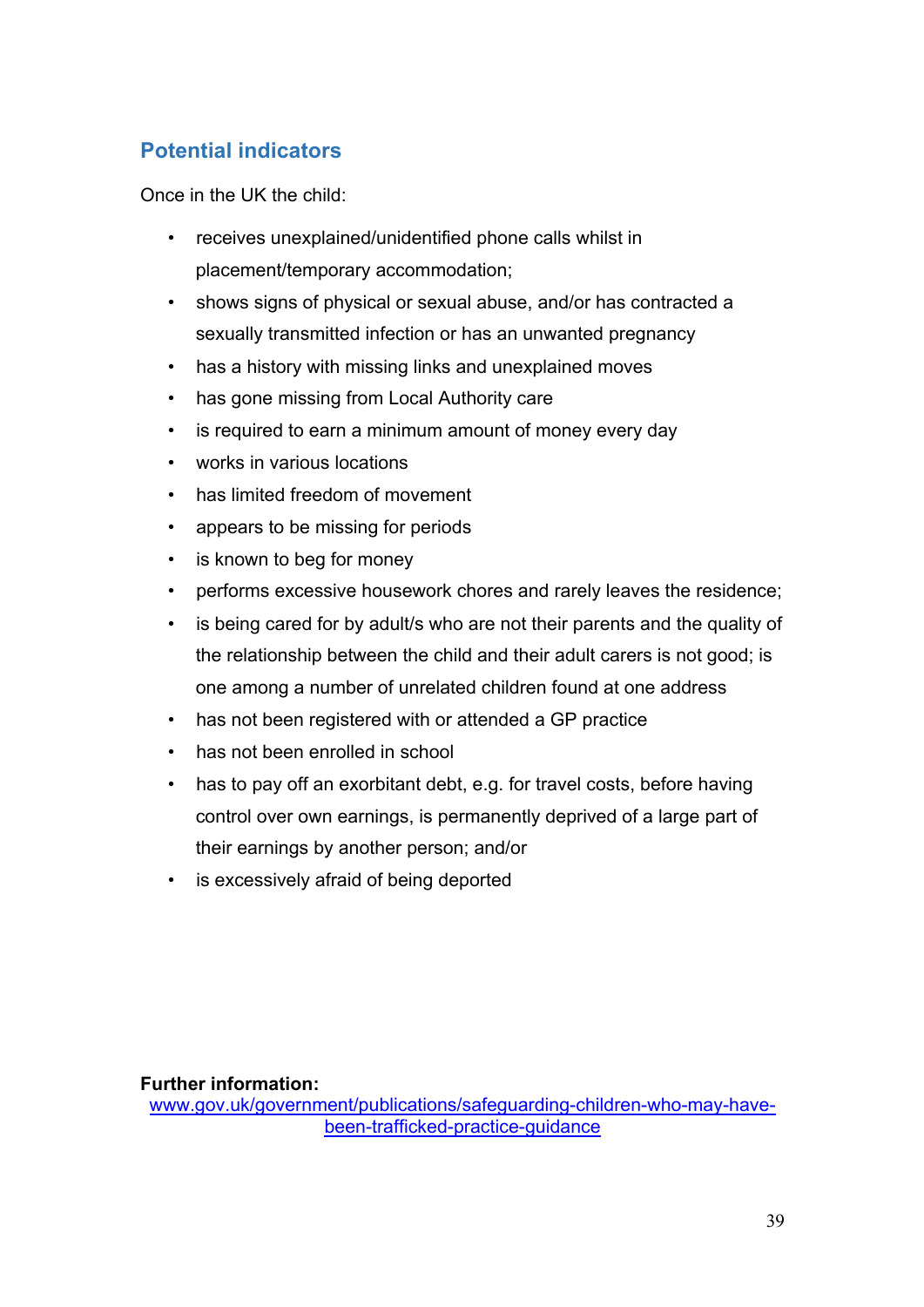## Potential indicators

Once in the UK the child:

- receives unexplained/unidentified phone calls whilst in placement/temporary accommodation;
- shows signs of physical or sexual abuse, and/or has contracted a sexually transmitted infection or has an unwanted pregnancy
- has a history with missing links and unexplained moves
- has gone missing from Local Authority care
- is required to earn a minimum amount of money every day
- works in various locations
- has limited freedom of movement
- appears to be missing for periods
- is known to beg for money
- performs excessive housework chores and rarely leaves the residence;
- is being cared for by adult/s who are not their parents and the quality of the relationship between the child and their adult carers is not good; is one among a number of unrelated children found at one address
- has not been registered with or attended a GP practice
- has not been enrolled in school
- has to pay off an exorbitant debt, e.g. for travel costs, before having control over own earnings, is permanently deprived of a large part of their earnings by another person; and/or
- is excessively afraid of being deported

**Further information:**
[www.gov.uk/government/publications/safeguarding-children-who-may-have-been-trafficked-practice-guidance](http://www.gov.uk/government/publications/safeguarding-children-who-may-have-been-trafficked-practice-guidance)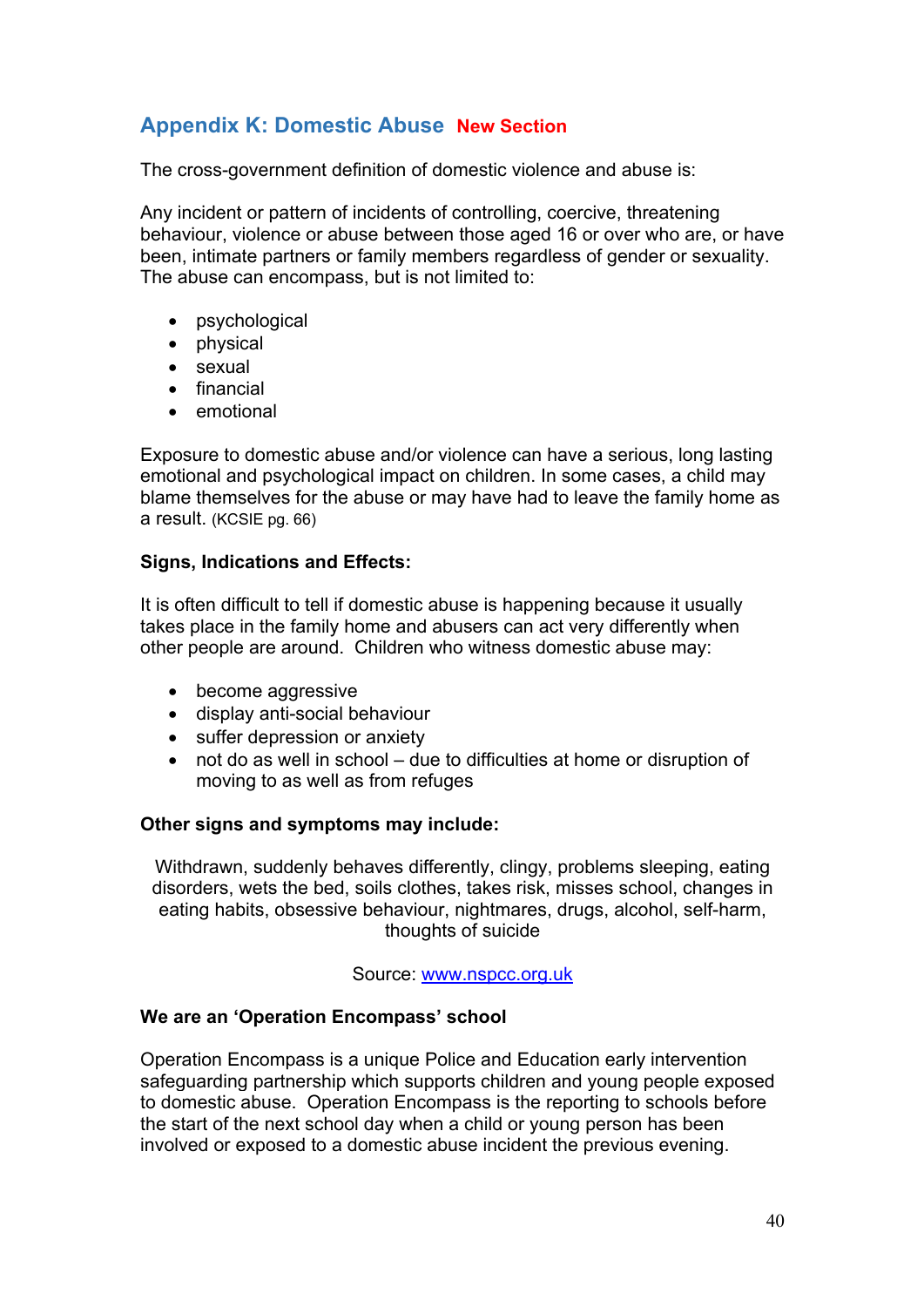## Appendix K: Domestic Abuse **New Section**

The cross-government definition of domestic violence and abuse is:

Any incident or pattern of incidents of controlling, coercive, threatening behaviour, violence or abuse between those aged 16 or over who are, or have been, intimate partners or family members regardless of gender or sexuality. The abuse can encompass, but is not limited to:

- psychological
- physical
- sexual
- financial
- emotional

Exposure to domestic abuse and/or violence can have a serious, long lasting emotional and psychological impact on children. In some cases, a child may blame themselves for the abuse or may have had to leave the family home as a result. (KCSIE pg. 66)

**Signs, Indications and Effects:**

It is often difficult to tell if domestic abuse is happening because it usually takes place in the family home and abusers can act very differently when other people are around. Children who witness domestic abuse may:

- become aggressive
- display anti-social behaviour
- suffer depression or anxiety
- not do as well in school – due to difficulties at home or disruption of moving to as well as from refuges

**Other signs and symptoms may include:**

Withdrawn, suddenly behaves differently, clingy, problems sleeping, eating disorders, wets the bed, soils clothes, takes risk, misses school, changes in eating habits, obsessive behaviour, nightmares, drugs, alcohol, self-harm, thoughts of suicide

Source: [www.nspcc.org.uk](http://www.nspcc.org.uk)

**We are an 'Operation Encompass' school**

Operation Encompass is a unique Police and Education early intervention safeguarding partnership which supports children and young people exposed to domestic abuse. Operation Encompass is the reporting to schools before the start of the next school day when a child or young person has been involved or exposed to a domestic abuse incident the previous evening.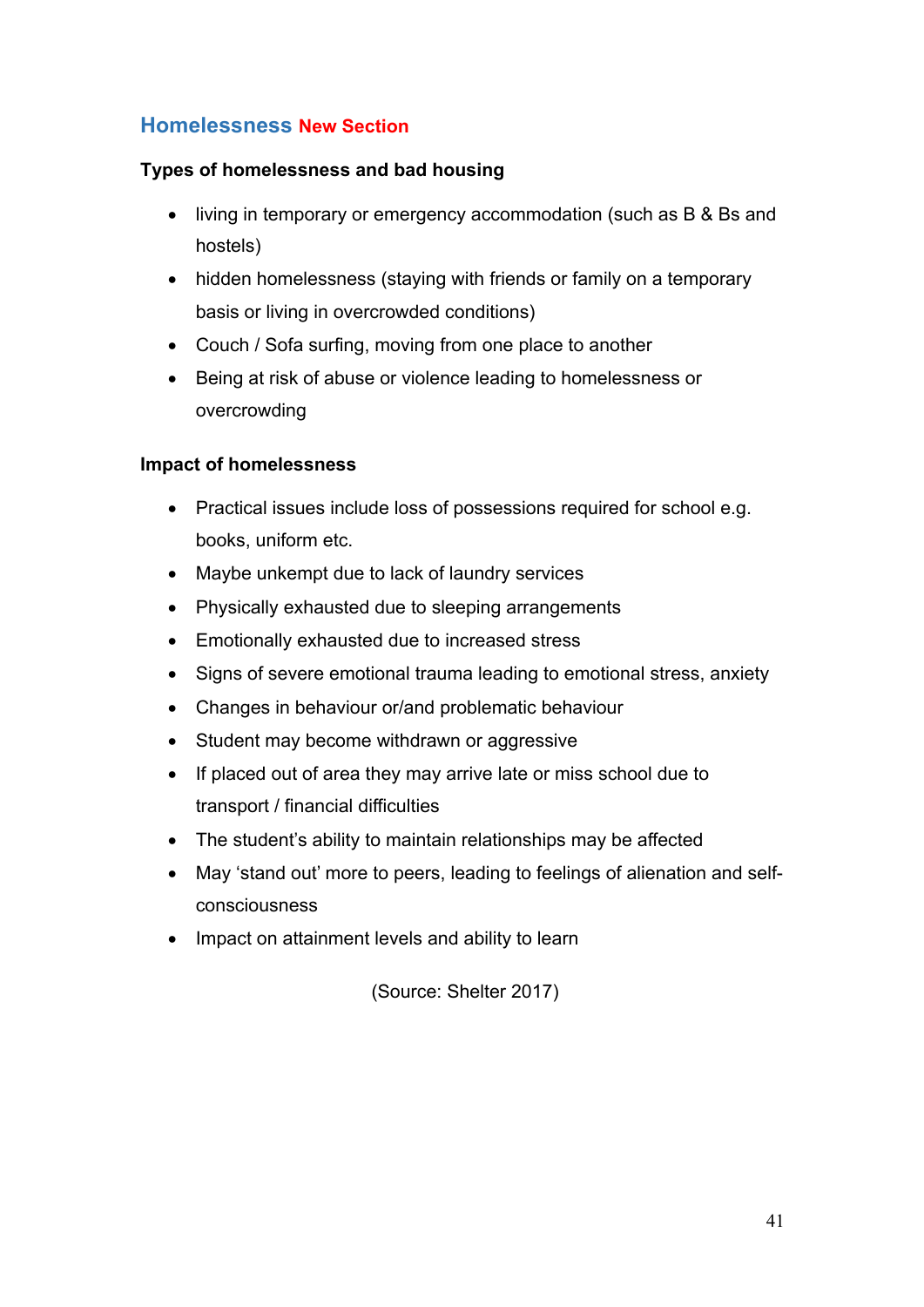## Homelessness New Section

**Types of homelessness and bad housing**

- living in temporary or emergency accommodation (such as B & Bs and hostels)
- hidden homelessness (staying with friends or family on a temporary basis or living in overcrowded conditions)
- Couch / Sofa surfing, moving from one place to another
- Being at risk of abuse or violence leading to homelessness or overcrowding

**Impact of homelessness**

- Practical issues include loss of possessions required for school e.g. books, uniform etc.
- Maybe unkempt due to lack of laundry services
- Physically exhausted due to sleeping arrangements
- Emotionally exhausted due to increased stress
- Signs of severe emotional trauma leading to emotional stress, anxiety
- Changes in behaviour or/and problematic behaviour
- Student may become withdrawn or aggressive
- If placed out of area they may arrive late or miss school due to transport / financial difficulties
- The student's ability to maintain relationships may be affected
- May 'stand out' more to peers, leading to feelings of alienation and self-consciousness
- Impact on attainment levels and ability to learn

(Source: Shelter 2017)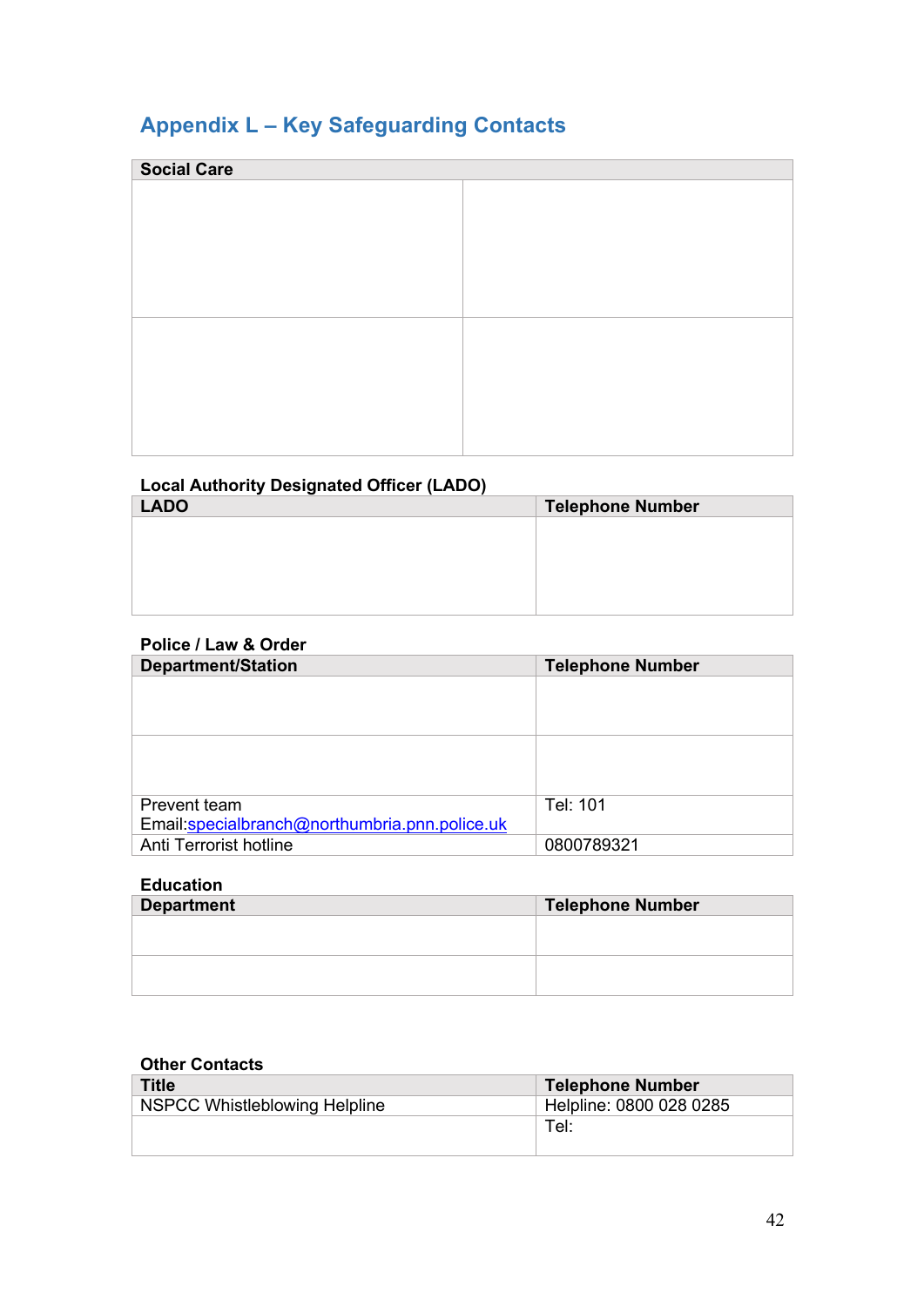## Appendix L – Key Safeguarding Contacts

| Social Care | |
|---|---|
| | |
| | |

**Local Authority Designated Officer (LADO)**

| LADO | Telephone Number |
|---|---|
| | |

**Police / Law & Order**

| Department/Station | Telephone Number |
|---|---|
| | |
| | |
| Prevent team<br>Email:specialbranch@northumbria.pnn.police.uk | Tel: 101 |
| Anti Terrorist hotline | 0800789321 |

**Education**

| Department | Telephone Number |
|---|---|
| | |
| | |

**Other Contacts**

| Title | Telephone Number |
|---|---|
| NSPCC Whistleblowing Helpline | Helpline: 0800 028 0285 |
| | Tel: |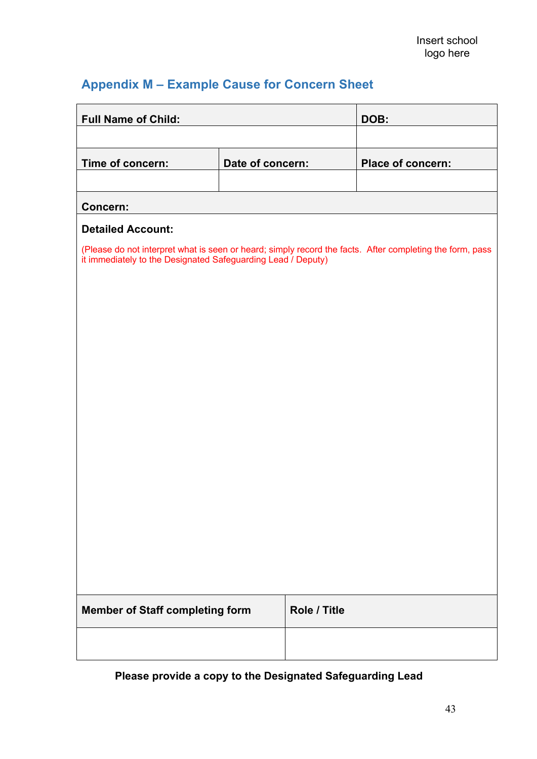Insert school logo here

## Appendix M – Example Cause for Concern Sheet

| **Full Name of Child:** | | **DOB:** |
|---|---|---|
| | | |
| **Time of concern:** | **Date of concern:** | **Place of concern:** |
| | | |
| **Concern:** | | |

**Detailed Account:**

(Please do not interpret what is seen or heard; simply record the facts. After completing the form, pass it immediately to the Designated Safeguarding Lead / Deputy)

| **Member of Staff completing form** | **Role / Title** |
|---|---|
| | |

**Please provide a copy to the Designated Safeguarding Lead**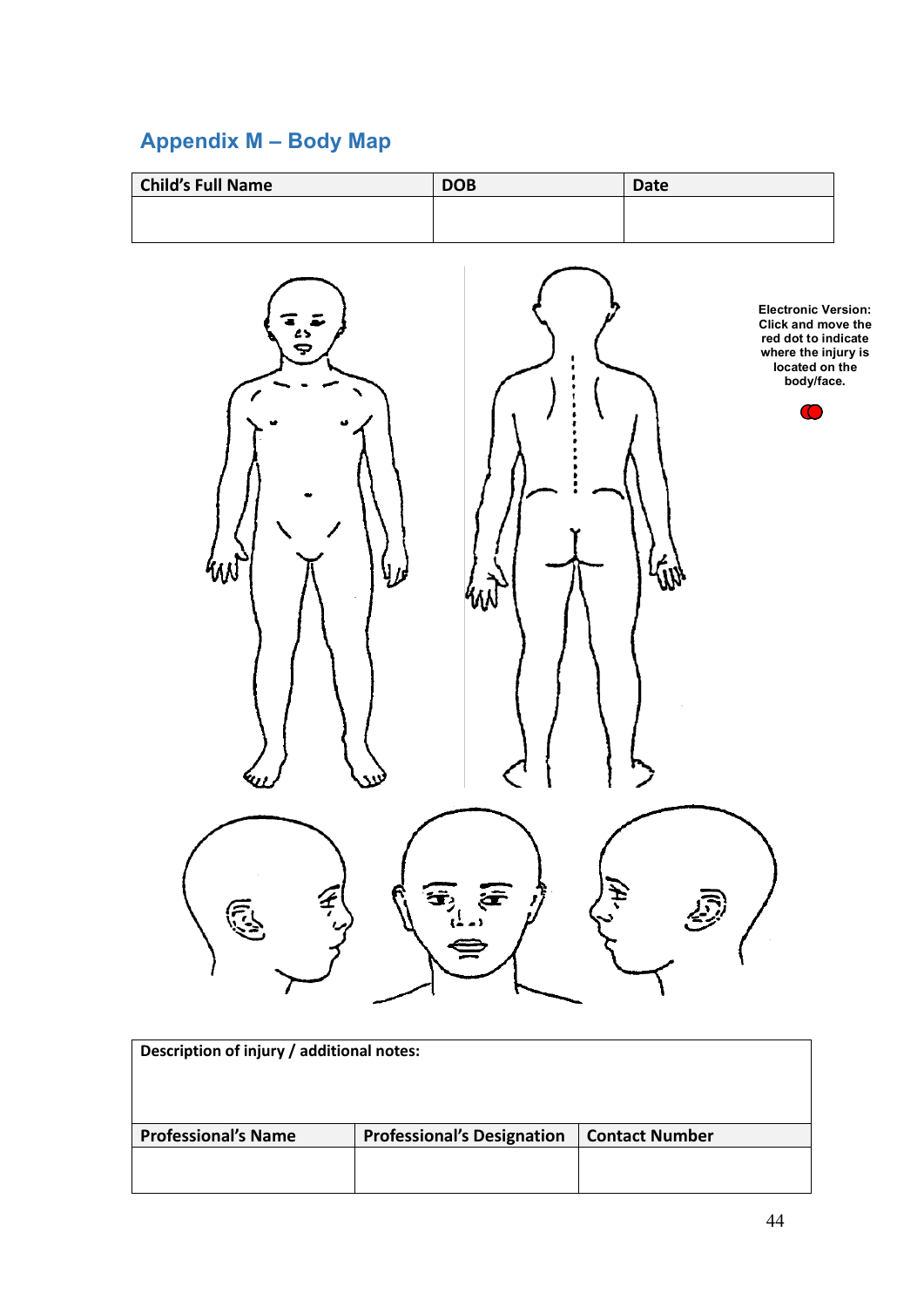## Appendix M – Body Map

| Child's Full Name | DOB | Date |
|---|---|---|
| | | |

Electronic Version: Click and move the red dot to indicate where the injury is located on the body/face.

| Description of injury / additional notes: | | |
|---|---|---|
| | | |
| **Professional's Name** | **Professional's Designation** | **Contact Number** |
| | | |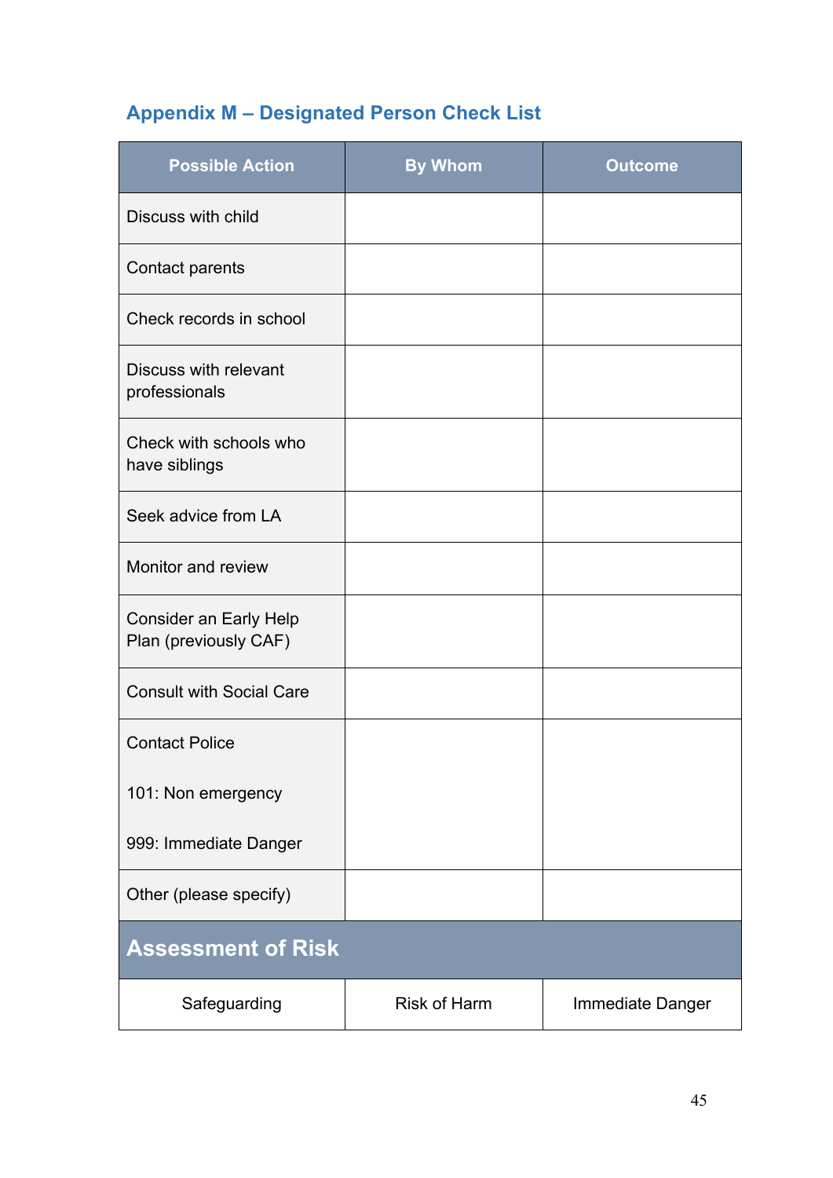## Appendix M – Designated Person Check List

| Possible Action | By Whom | Outcome |
|---|---|---|
| Discuss with child | | |
| Contact parents | | |
| Check records in school | | |
| Discuss with relevant professionals | | |
| Check with schools who have siblings | | |
| Seek advice from LA | | |
| Monitor and review | | |
| Consider an Early Help Plan (previously CAF) | | |
| Consult with Social Care | | |
| Contact Police<br><br>101: Non emergency<br><br>999: Immediate Danger | | |
| Other (please specify) | | |
| **Assessment of Risk** | | |
| Safeguarding | Risk of Harm | Immediate Danger |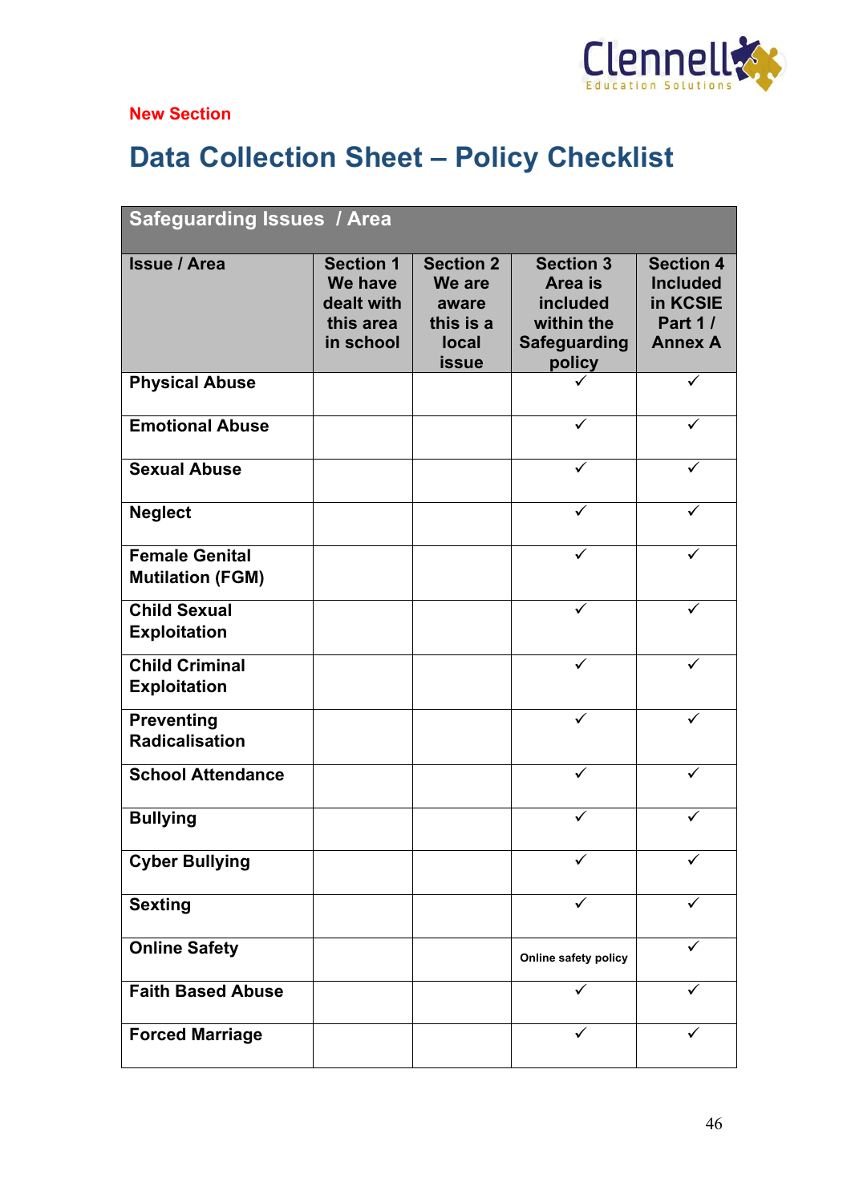**New Section**

# Data Collection Sheet – Policy Checklist

| Safeguarding Issues / Area | | | | |
|---|---|---|---|---|
| **Issue / Area** | **Section 1 We have dealt with this area in school** | **Section 2 We are aware this is a local issue** | **Section 3 Area is included within the Safeguarding policy** | **Section 4 Included in KCSIE Part 1 / Annex A** |
| **Physical Abuse** | | | ✓ | ✓ |
| **Emotional Abuse** | | | ✓ | ✓ |
| **Sexual Abuse** | | | ✓ | ✓ |
| **Neglect** | | | ✓ | ✓ |
| **Female Genital Mutilation (FGM)** | | | ✓ | ✓ |
| **Child Sexual Exploitation** | | | ✓ | ✓ |
| **Child Criminal Exploitation** | | | ✓ | ✓ |
| **Preventing Radicalisation** | | | ✓ | ✓ |
| **School Attendance** | | | ✓ | ✓ |
| **Bullying** | | | ✓ | ✓ |
| **Cyber Bullying** | | | ✓ | ✓ |
| **Sexting** | | | ✓ | ✓ |
| **Online Safety** | | | Online safety policy | ✓ |
| **Faith Based Abuse** | | | ✓ | ✓ |
| **Forced Marriage** | | | ✓ | ✓ |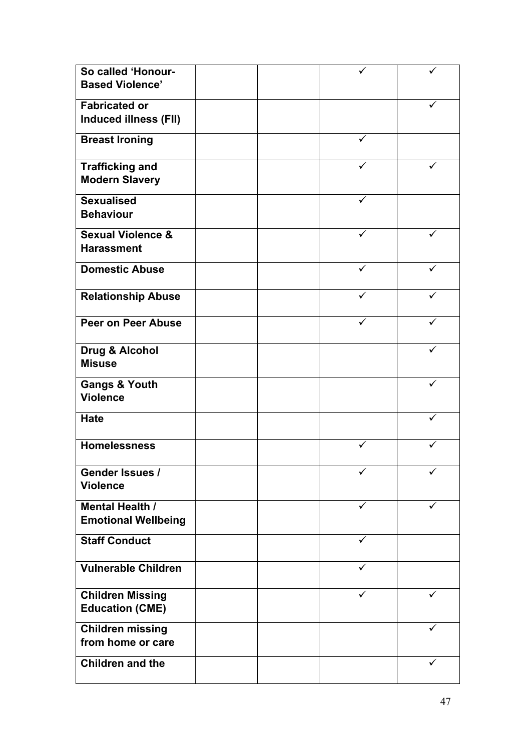| | | | | |
|---|---|---|---|---|
| **So called 'Honour-Based Violence'** | | | ✓ | ✓ |
| **Fabricated or Induced illness (FII)** | | | | ✓ |
| **Breast Ironing** | | | ✓ | |
| **Trafficking and Modern Slavery** | | | ✓ | ✓ |
| **Sexualised Behaviour** | | | ✓ | |
| **Sexual Violence & Harassment** | | | ✓ | ✓ |
| **Domestic Abuse** | | | ✓ | ✓ |
| **Relationship Abuse** | | | ✓ | ✓ |
| **Peer on Peer Abuse** | | | ✓ | ✓ |
| **Drug & Alcohol Misuse** | | | | ✓ |
| **Gangs & Youth Violence** | | | | ✓ |
| **Hate** | | | | ✓ |
| **Homelessness** | | | ✓ | ✓ |
| **Gender Issues / Violence** | | | ✓ | ✓ |
| **Mental Health / Emotional Wellbeing** | | | ✓ | ✓ |
| **Staff Conduct** | | | ✓ | |
| **Vulnerable Children** | | | ✓ | |
| **Children Missing Education (CME)** | | | ✓ | ✓ |
| **Children missing from home or care** | | | | ✓ |
| **Children and the** | | | | ✓ |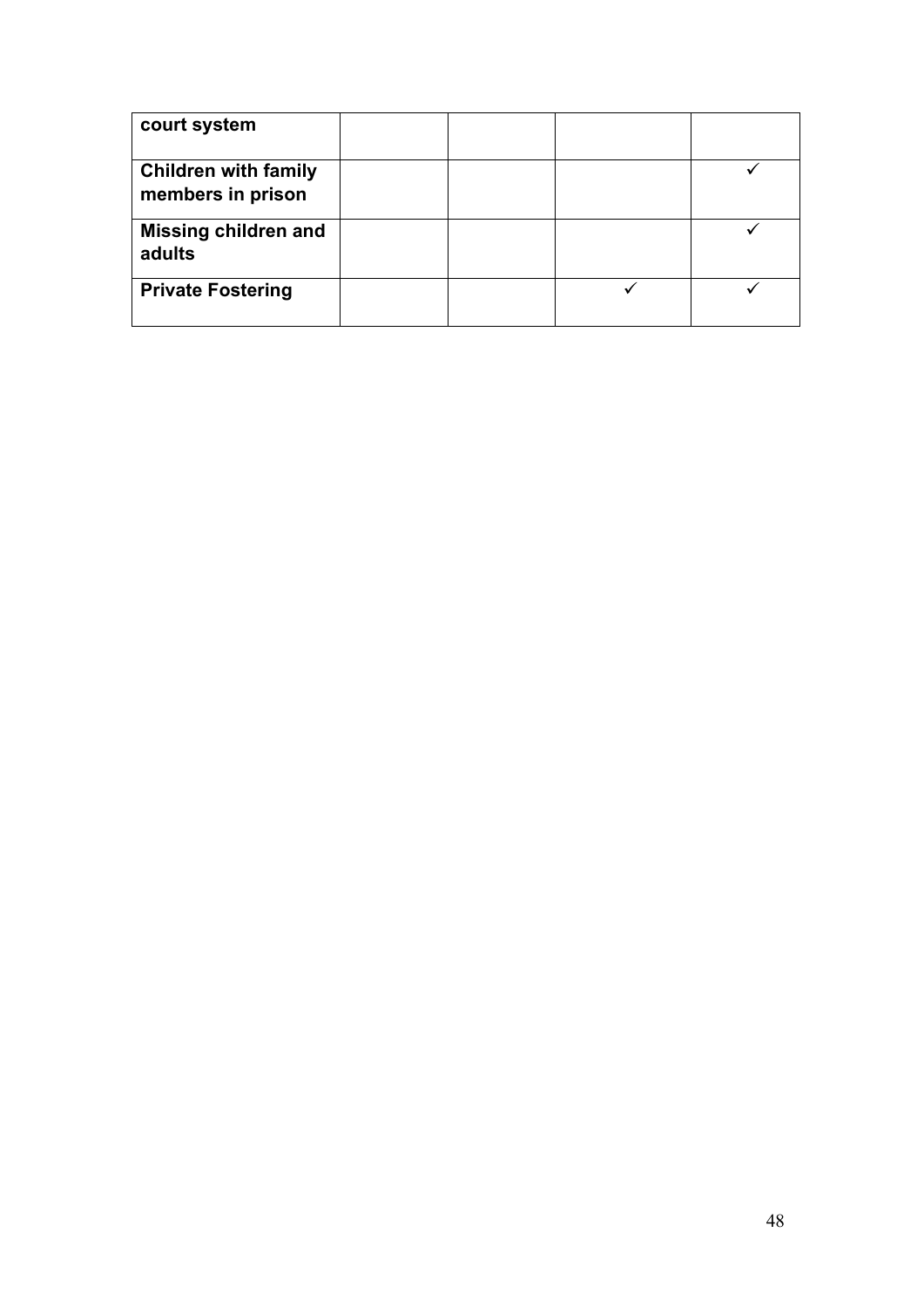| | | | | |
|---|---|---|---|---|
| **court system** | | | | |
| **Children with family members in prison** | | | | ✓ |
| **Missing children and adults** | | | | ✓ |
| **Private Fostering** | | | ✓ | ✓ |